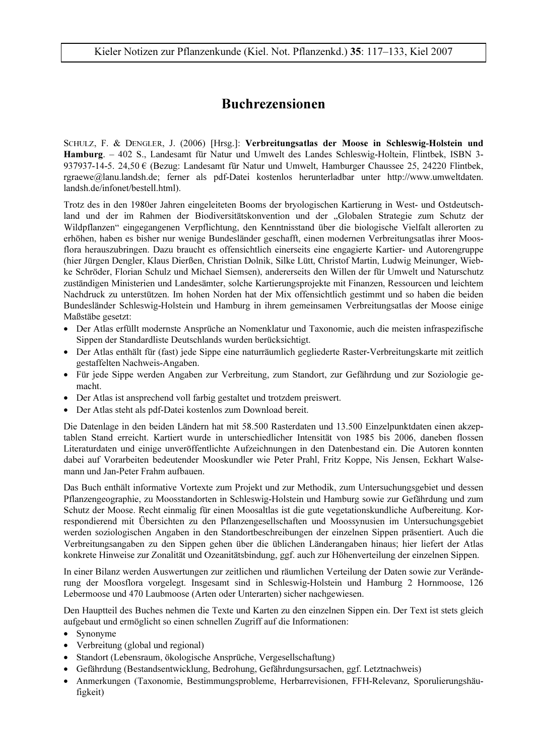# Buchrezensionen

SCHULZ, F. & DENGLER, J. (2006) [Hrsg.]: **Verbreitungsatlas der Moose in Schleswig-Holstein und Hamburg**. – 402 S., Landesamt für Natur und Umwelt des Landes Schleswig-Holtein, Flintbek, ISBN 3-937937-14-5. 24,50 € (Bezug: Landesamt für Natur und Umwelt, Hamburger Chaussee 25, 24220 Flintbek, rgraewe@lanu.landsh.de; ferner als pdf-Datei kostenlos herunterladbar unter http://www.umweltdaten.landsh.de/infonet/bestell.html).

Trotz des in den 1980er Jahren eingeleiteten Booms der bryologischen Kartierung in West- und Ostdeutschland und der im Rahmen der Biodiversitätskonvention und der „Globalen Strategie zum Schutz der Wildpflanzen" eingegangenen Verpflichtung, den Kenntnisstand über die biologische Vielfalt allerorten zu erhöhen, haben es bisher nur wenige Bundesländer geschafft, einen modernen Verbreitungsatlas ihrer Moosflora herauszubringen. Dazu braucht es offensichtlich einerseits eine engagierte Kartier- und Autorengruppe (hier Jürgen Dengler, Klaus Dierßen, Christian Dolnik, Silke Lütt, Christof Martin, Ludwig Meinunger, Wiebke Schröder, Florian Schulz und Michael Siemsen), andererseits den Willen der für Umwelt und Naturschutz zuständigen Ministerien und Landesämter, solche Kartierungsprojekte mit Finanzen, Ressourcen und leichtem Nachdruck zu unterstützen. Im hohen Norden hat der Mix offensichtlich gestimmt und so haben die beiden Bundesländer Schleswig-Holstein und Hamburg in ihrem gemeinsamen Verbreitungsatlas der Moose einige Maßstäbe gesetzt:

- Der Atlas erfüllt modernste Ansprüche an Nomenklatur und Taxonomie, auch die meisten infraspezifische Sippen der Standardliste Deutschlands wurden berücksichtigt.
- Der Atlas enthält für (fast) jede Sippe eine naturräumlich gegliederte Raster-Verbreitungskarte mit zeitlich gestaffelten Nachweis-Angaben.
- Für jede Sippe werden Angaben zur Verbreitung, zum Standort, zur Gefährdung und zur Soziologie gemacht.
- Der Atlas ist ansprechend voll farbig gestaltet und trotzdem preiswert.
- Der Atlas steht als pdf-Datei kostenlos zum Download bereit.

Die Datenlage in den beiden Ländern hat mit 58.500 Rasterdaten und 13.500 Einzelpunktdaten einen akzeptablen Stand erreicht. Kartiert wurde in unterschiedlicher Intensität von 1985 bis 2006, daneben flossen Literaturdaten und einige unveröffentlichte Aufzeichnungen in den Datenbestand ein. Die Autoren konnten dabei auf Vorarbeiten bedeutender Mooskundler wie Peter Prahl, Fritz Koppe, Nis Jensen, Eckhart Walsemann und Jan-Peter Frahm aufbauen.

Das Buch enthält informative Vortexte zum Projekt und zur Methodik, zum Untersuchungsgebiet und dessen Pflanzengeographie, zu Moosstandorten in Schleswig-Holstein und Hamburg sowie zur Gefährdung und zum Schutz der Moose. Recht einmalig für einen Moosaltlas ist die gute vegetationskundliche Aufbereitung. Korrespondierend mit Übersichten zu den Pflanzengesellschaften und Moossynusien im Untersuchungsgebiet werden soziologischen Angaben in den Standortbeschreibungen der einzelnen Sippen präsentiert. Auch die Verbreitungsangaben zu den Sippen gehen über die üblichen Länderangaben hinaus; hier liefert der Atlas konkrete Hinweise zur Zonalität und Ozeanitätsbindung, ggf. auch zur Höhenverteilung der einzelnen Sippen.

In einer Bilanz werden Auswertungen zur zeitlichen und räumlichen Verteilung der Daten sowie zur Veränderung der Moosflora vorgelegt. Insgesamt sind in Schleswig-Holstein und Hamburg 2 Hornmoose, 126 Lebermoose und 470 Laubmoose (Arten oder Unterarten) sicher nachgewiesen.

Den Hauptteil des Buches nehmen die Texte und Karten zu den einzelnen Sippen ein. Der Text ist stets gleich aufgebaut und ermöglicht so einen schnellen Zugriff auf die Informationen:

- Synonyme
- Verbreitung (global und regional)
- Standort (Lebensraum, ökologische Ansprüche, Vergesellschaftung)
- Gefährdung (Bestandsentwicklung, Bedrohung, Gefährdungsursachen, ggf. Letztnachweis)
- Anmerkungen (Taxonomie, Bestimmungsprobleme, Herbarrevisionen, FFH-Relevanz, Sporulierungshäufigkeit)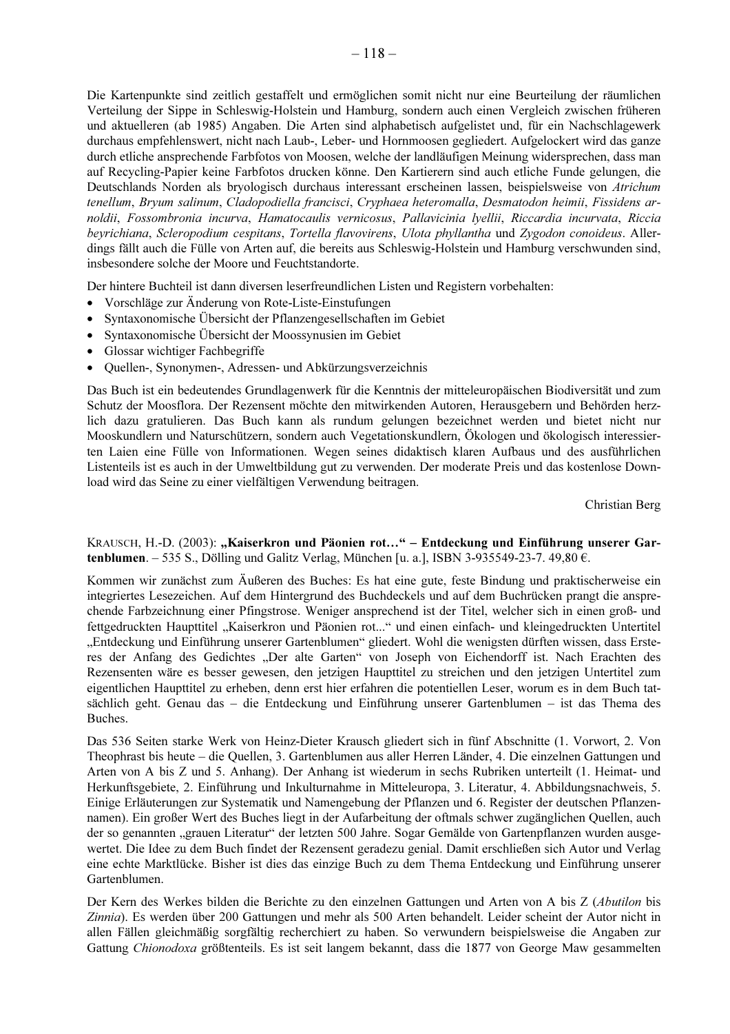Die Kartenpunkte sind zeitlich gestaffelt und ermöglichen somit nicht nur eine Beurteilung der räumlichen Verteilung der Sippe in Schleswig-Holstein und Hamburg, sondern auch einen Vergleich zwischen früheren und aktuelleren (ab 1985) Angaben. Die Arten sind alphabetisch aufgelistet und, für ein Nachschlagewerk durchaus empfehlenswert, nicht nach Laub-, Leber- und Hornmoosen gegliedert. Aufgelockert wird das ganze durch etliche ansprechende Farbfotos von Moosen, welche der landläufigen Meinung widersprechen, dass man auf Recycling-Papier keine Farbfotos drucken könne. Den Kartierern sind auch etliche Funde gelungen, die Deutschlands Norden als bryologisch durchaus interessant erscheinen lassen, beispielsweise von *Atrichum tenellum*, *Bryum salinum*, *Cladopodiella francisci*, *Cryphaea heteromalla*, *Desmatodon heimii*, *Fissidens arnoldii*, *Fossombronia incurva*, *Hamatocaulis vernicosus*, *Pallavicinia lyellii*, *Riccardia incurvata*, *Riccia beyrichiana*, *Scleropodium cespitans*, *Tortella flavovirens*, *Ulota phyllantha* und *Zygodon conoideus*. Allerdings fällt auch die Fülle von Arten auf, die bereits aus Schleswig-Holstein und Hamburg verschwunden sind, insbesondere solche der Moore und Feuchtstandorte.

Der hintere Buchteil ist dann diversen leserfreundlichen Listen und Registern vorbehalten:

- Vorschläge zur Änderung von Rote-Liste-Einstufungen
- Syntaxonomische Übersicht der Pflanzengesellschaften im Gebiet
- Syntaxonomische Übersicht der Moossynusien im Gebiet
- Glossar wichtiger Fachbegriffe
- Quellen-, Synonymen-, Adressen- und Abkürzungsverzeichnis

Das Buch ist ein bedeutendes Grundlagenwerk für die Kenntnis der mitteleuropäischen Biodiversität und zum Schutz der Moosflora. Der Rezensent möchte den mitwirkenden Autoren, Herausgebern und Behörden herzlich dazu gratulieren. Das Buch kann als rundum gelungen bezeichnet werden und bietet nicht nur Mooskundlern und Naturschützern, sondern auch Vegetationskundlern, Ökologen und ökologisch interessierten Laien eine Fülle von Informationen. Wegen seines didaktisch klaren Aufbaus und des ausführlichen Listenteils ist es auch in der Umweltbildung gut zu verwenden. Der moderate Preis und das kostenlose Download wird das Seine zu einer vielfältigen Verwendung beitragen.

Christian Berg

KRAUSCH, H.-D. (2003): **„Kaiserkron und Päonien rot…" – Entdeckung und Einführung unserer Gartenblumen**. – 535 S., Dölling und Galitz Verlag, München [u. a.], ISBN 3-935549-23-7. 49,80 €.

Kommen wir zunächst zum Äußeren des Buches: Es hat eine gute, feste Bindung und praktischerweise ein integriertes Lesezeichen. Auf dem Hintergrund des Buchdeckels und auf dem Buchrücken prangt die ansprechende Farbzeichnung einer Pfingstrose. Weniger ansprechend ist der Titel, welcher sich in einen groß- und fettgedruckten Haupttitel „Kaiserkron und Päonien rot..." und einen einfach- und kleingedruckten Untertitel „Entdeckung und Einführung unserer Gartenblumen" gliedert. Wohl die wenigsten dürften wissen, dass Ersteres der Anfang des Gedichtes „Der alte Garten" von Joseph von Eichendorff ist. Nach Erachten des Rezensenten wäre es besser gewesen, den jetzigen Haupttitel zu streichen und den jetzigen Untertitel zum eigentlichen Haupttitel zu erheben, denn erst hier erfahren die potentiellen Leser, worum es in dem Buch tatsächlich geht. Genau das – die Entdeckung und Einführung unserer Gartenblumen – ist das Thema des Buches.

Das 536 Seiten starke Werk von Heinz-Dieter Krausch gliedert sich in fünf Abschnitte (1. Vorwort, 2. Von Theophrast bis heute – die Quellen, 3. Gartenblumen aus aller Herren Länder, 4. Die einzelnen Gattungen und Arten von A bis Z und 5. Anhang). Der Anhang ist wiederum in sechs Rubriken unterteilt (1. Heimat- und Herkunftsgebiete, 2. Einführung und Inkulturnahme in Mitteleuropa, 3. Literatur, 4. Abbildungsnachweis, 5. Einige Erläuterungen zur Systematik und Namengebung der Pflanzen und 6. Register der deutschen Pflanzennamen). Ein großer Wert des Buches liegt in der Aufarbeitung der oftmals schwer zugänglichen Quellen, auch der so genannten „grauen Literatur" der letzten 500 Jahre. Sogar Gemälde von Gartenpflanzen wurden ausgewertet. Die Idee zu dem Buch findet der Rezensent geradezu genial. Damit erschließen sich Autor und Verlag eine echte Marktlücke. Bisher ist dies das einzige Buch zu dem Thema Entdeckung und Einführung unserer Gartenblumen.

Der Kern des Werkes bilden die Berichte zu den einzelnen Gattungen und Arten von A bis Z (*Abutilon* bis *Zinnia*). Es werden über 200 Gattungen und mehr als 500 Arten behandelt. Leider scheint der Autor nicht in allen Fällen gleichmäßig sorgfältig recherchiert zu haben. So verwundern beispielsweise die Angaben zur Gattung *Chionodoxa* größtenteils. Es ist seit langem bekannt, dass die 1877 von George Maw gesammelten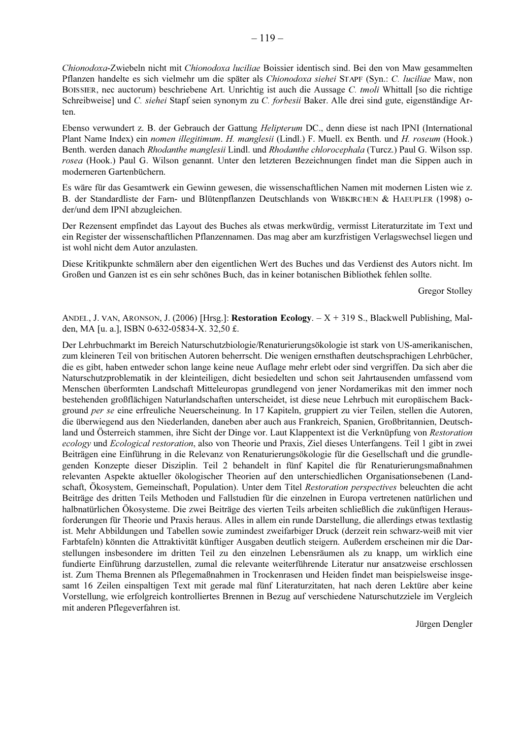*Chionodoxa*-Zwiebeln nicht mit *Chionodoxa luciliae* Boissier identisch sind. Bei den von Maw gesammelten Pflanzen handelte es sich vielmehr um die später als *Chionodoxa siehei* STAPF (Syn.: *C. luciliae* Maw, non BOISSIER, nec auctorum) beschriebene Art. Unrichtig ist auch die Aussage *C. tmoli* Whittall [so die richtige Schreibweise] und *C. siehei* Stapf seien synonym zu *C. forbesii* Baker. Alle drei sind gute, eigenständige Arten.

Ebenso verwundert z. B. der Gebrauch der Gattung *Helipterum* DC., denn diese ist nach IPNI (International Plant Name Index) ein *nomen illegitimum*. *H. manglesii* (Lindl.) F. Muell. ex Benth. und *H. roseum* (Hook.) Benth. werden danach *Rhodanthe manglesii* Lindl. und *Rhodanthe chlorocephala* (Turcz.) Paul G. Wilson ssp. *rosea* (Hook.) Paul G. Wilson genannt. Unter den letzteren Bezeichnungen findet man die Sippen auch in moderneren Gartenbüchern.

Es wäre für das Gesamtwerk ein Gewinn gewesen, die wissenschaftlichen Namen mit modernen Listen wie z. B. der Standardliste der Farn- und Blütenpflanzen Deutschlands von WIßKIRCHEN & HAEUPLER (1998) oder/und dem IPNI abzugleichen.

Der Rezensent empfindet das Layout des Buches als etwas merkwürdig, vermisst Literaturzitate im Text und ein Register der wissenschaftlichen Pflanzennamen. Das mag aber am kurzfristigen Verlagswechsel liegen und ist wohl nicht dem Autor anzulasten.

Diese Kritikpunkte schmälern aber den eigentlichen Wert des Buches und das Verdienst des Autors nicht. Im Großen und Ganzen ist es ein sehr schönes Buch, das in keiner botanischen Bibliothek fehlen sollte.

Gregor Stolley

ANDEL, J. VAN, ARONSON, J. (2006) [Hrsg.]: **Restoration Ecology**. – X + 319 S., Blackwell Publishing, Malden, MA [u. a.], ISBN 0-632-05834-X. 32,50 £.

Der Lehrbuchmarkt im Bereich Naturschutzbiologie/Renaturierungsökologie ist stark von US-amerikanischen, zum kleineren Teil von britischen Autoren beherrscht. Die wenigen ernsthaften deutschsprachigen Lehrbücher, die es gibt, haben entweder schon lange keine neue Auflage mehr erlebt oder sind vergriffen. Da sich aber die Naturschutzproblematik in der kleinteiligen, dicht besiedelten und schon seit Jahrtausenden umfassend vom Menschen überformten Landschaft Mitteleuropas grundlegend von jener Nordamerikas mit den immer noch bestehenden großflächigen Naturlandschaften unterscheidet, ist diese neue Lehrbuch mit europäischem Background *per se* eine erfreuliche Neuerscheinung. In 17 Kapiteln, gruppiert zu vier Teilen, stellen die Autoren, die überwiegend aus den Niederlanden, daneben aber auch aus Frankreich, Spanien, Großbritannien, Deutschland und Österreich stammen, ihre Sicht der Dinge vor. Laut Klappentext ist die Verknüpfung von *Restoration ecology* und *Ecological restoration*, also von Theorie und Praxis, Ziel dieses Unterfangens. Teil 1 gibt in zwei Beiträgen eine Einführung in die Relevanz von Renaturierungsökologie für die Gesellschaft und die grundlegenden Konzepte dieser Disziplin. Teil 2 behandelt in fünf Kapitel die für Renaturierungsmaßnahmen relevanten Aspekte aktueller ökologischer Theorien auf den unterschiedlichen Organisationsebenen (Landschaft, Ökosystem, Gemeinschaft, Population). Unter dem Titel *Restoration perspectives* beleuchten die acht Beiträge des dritten Teils Methoden und Fallstudien für die einzelnen in Europa vertretenen natürlichen und halbnatürlichen Ökosysteme. Die zwei Beiträge des vierten Teils arbeiten schließlich die zukünftigen Herausforderungen für Theorie und Praxis heraus. Alles in allem ein runde Darstellung, die allerdings etwas textlastig ist. Mehr Abbildungen und Tabellen sowie zumindest zweifarbiger Druck (derzeit rein schwarz-weiß mit vier Farbtafeln) könnten die Attraktivität künftiger Ausgaben deutlich steigern. Außerdem erscheinen mir die Darstellungen insbesondere im dritten Teil zu den einzelnen Lebensräumen als zu knapp, um wirklich eine fundierte Einführung darzustellen, zumal die relevante weiterführende Literatur nur ansatzweise erschlossen ist. Zum Thema Brennen als Pflegemaßnahmen in Trockenrasen und Heiden findet man beispielsweise insgesamt 16 Zeilen einspaltigen Text mit gerade mal fünf Literaturzitaten, hat nach deren Lektüre aber keine Vorstellung, wie erfolgreich kontrolliertes Brennen in Bezug auf verschiedene Naturschutzziele im Vergleich mit anderen Pflegeverfahren ist.

Jürgen Dengler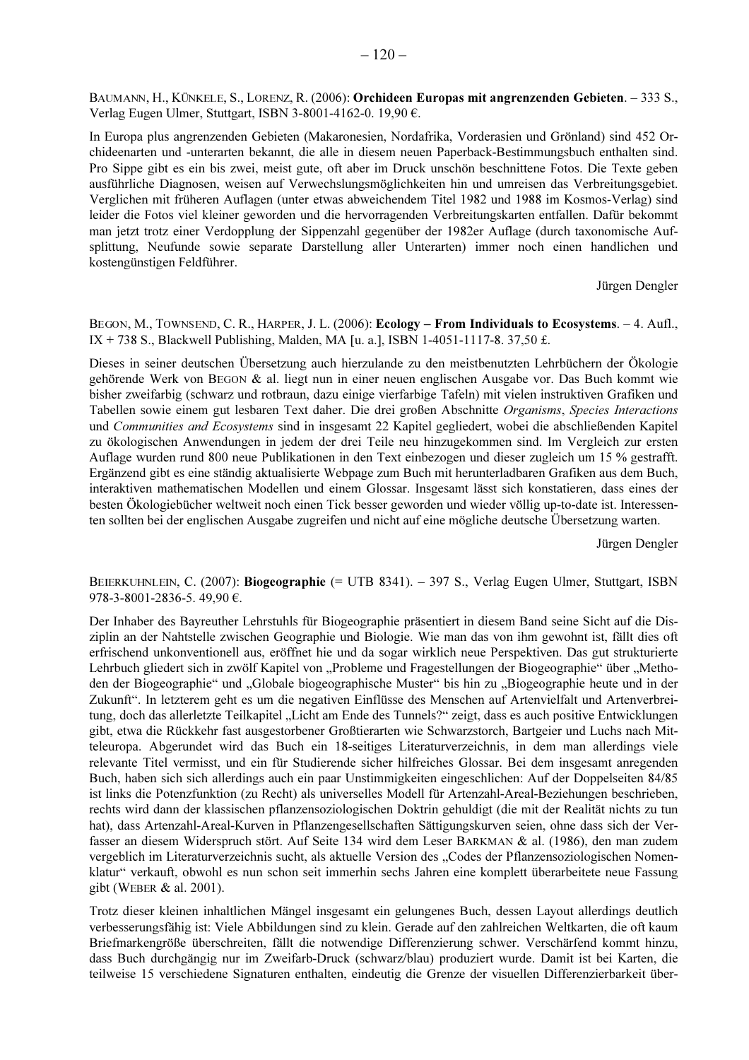BAUMANN, H., KÜNKELE, S., LORENZ, R. (2006): **Orchideen Europas mit angrenzenden Gebieten**. – 333 S., Verlag Eugen Ulmer, Stuttgart, ISBN 3-8001-4162-0. 19,90 €.

In Europa plus angrenzenden Gebieten (Makaronesien, Nordafrika, Vorderasien und Grönland) sind 452 Orchideenarten und -unterarten bekannt, die alle in diesem neuen Paperback-Bestimmungsbuch enthalten sind. Pro Sippe gibt es ein bis zwei, meist gute, oft aber im Druck unschön beschnittene Fotos. Die Texte geben ausführliche Diagnosen, weisen auf Verwechslungsmöglichkeiten hin und umreisen das Verbreitungsgebiet. Verglichen mit früheren Auflagen (unter etwas abweichendem Titel 1982 und 1988 im Kosmos-Verlag) sind leider die Fotos viel kleiner geworden und die hervorragenden Verbreitungskarten entfallen. Dafür bekommt man jetzt trotz einer Verdopplung der Sippenzahl gegenüber der 1982er Auflage (durch taxonomische Aufsplittung, Neufunde sowie separate Darstellung aller Unterarten) immer noch einen handlichen und kostengünstigen Feldführer.

Jürgen Dengler

BEGON, M., TOWNSEND, C. R., HARPER, J. L. (2006): **Ecology – From Individuals to Ecosystems**. – 4. Aufl., IX + 738 S., Blackwell Publishing, Malden, MA [u. a.], ISBN 1-4051-1117-8. 37,50 £.

Dieses in seiner deutschen Übersetzung auch hierzulande zu den meistbenutzten Lehrbüchern der Ökologie gehörende Werk von BEGON & al. liegt nun in einer neuen englischen Ausgabe vor. Das Buch kommt wie bisher zweifarbig (schwarz und rotbraun, dazu einige vierfarbige Tafeln) mit vielen instruktiven Grafiken und Tabellen sowie einem gut lesbaren Text daher. Die drei großen Abschnitte *Organisms*, *Species Interactions* und *Communities and Ecosystems* sind in insgesamt 22 Kapitel gegliedert, wobei die abschließenden Kapitel zu ökologischen Anwendungen in jedem der drei Teile neu hinzugekommen sind. Im Vergleich zur ersten Auflage wurden rund 800 neue Publikationen in den Text einbezogen und dieser zugleich um 15 % gestrafft. Ergänzend gibt es eine ständig aktualisierte Webpage zum Buch mit herunterladbaren Grafiken aus dem Buch, interaktiven mathematischen Modellen und einem Glossar. Insgesamt lässt sich konstatieren, dass eines der besten Ökologiebücher weltweit noch einen Tick besser geworden und wieder völlig up-to-date ist. Interessenten sollten bei der englischen Ausgabe zugreifen und nicht auf eine mögliche deutsche Übersetzung warten.

Jürgen Dengler

BEIERKUHNLEIN, C. (2007): **Biogeographie** (= UTB 8341). – 397 S., Verlag Eugen Ulmer, Stuttgart, ISBN 978-3-8001-2836-5. 49,90 €.

Der Inhaber des Bayreuther Lehrstuhls für Biogeographie präsentiert in diesem Band seine Sicht auf die Disziplin an der Nahtstelle zwischen Geographie und Biologie. Wie man das von ihm gewohnt ist, fällt dies oft erfrischend unkonventionell aus, eröffnet hie und da sogar wirklich neue Perspektiven. Das gut strukturierte Lehrbuch gliedert sich in zwölf Kapitel von „Probleme und Fragestellungen der Biogeographie" über „Methoden der Biogeographie" und „Globale biogeographische Muster" bis hin zu „Biogeographie heute und in der Zukunft". In letzterem geht es um die negativen Einflüsse des Menschen auf Artenvielfalt und Artenverbreitung, doch das allerletzte Teilkapitel „Licht am Ende des Tunnels?" zeigt, dass es auch positive Entwicklungen gibt, etwa die Rückkehr fast ausgestorbener Großtierarten wie Schwarzstorch, Bartgeier und Luchs nach Mitteleuropa. Abgerundet wird das Buch ein 18-seitiges Literaturverzeichnis, in dem man allerdings viele relevante Titel vermisst, und ein für Studierende sicher hilfreiches Glossar. Bei dem insgesamt anregenden Buch, haben sich sich allerdings auch ein paar Unstimmigkeiten eingeschlichen: Auf der Doppelseiten 84/85 ist links die Potenzfunktion (zu Recht) als universelles Modell für Artenzahl-Areal-Beziehungen beschrieben, rechts wird dann der klassischen pflanzensoziologischen Doktrin gehuldigt (die mit der Realität nichts zu tun hat), dass Artenzahl-Areal-Kurven in Pflanzengesellschaften Sättigungskurven seien, ohne dass sich der Verfasser an diesem Widerspruch stört. Auf Seite 134 wird dem Leser BARKMAN & al. (1986), den man zudem vergeblich im Literaturverzeichnis sucht, als aktuelle Version des „Codes der Pflanzensoziologischen Nomenklatur" verkauft, obwohl es nun schon seit immerhin sechs Jahren eine komplett überarbeitete neue Fassung gibt (WEBER & al. 2001).

Trotz dieser kleinen inhaltlichen Mängel insgesamt ein gelungenes Buch, dessen Layout allerdings deutlich verbesserungsfähig ist: Viele Abbildungen sind zu klein. Gerade auf den zahlreichen Weltkarten, die oft kaum Briefmarkengröße überschreiten, fällt die notwendige Differenzierung schwer. Verschärfend kommt hinzu, dass Buch durchgängig nur im Zweifarb-Druck (schwarz/blau) produziert wurde. Damit ist bei Karten, die teilweise 15 verschiedene Signaturen enthalten, eindeutig die Grenze der visuellen Differenzierbarkeit über-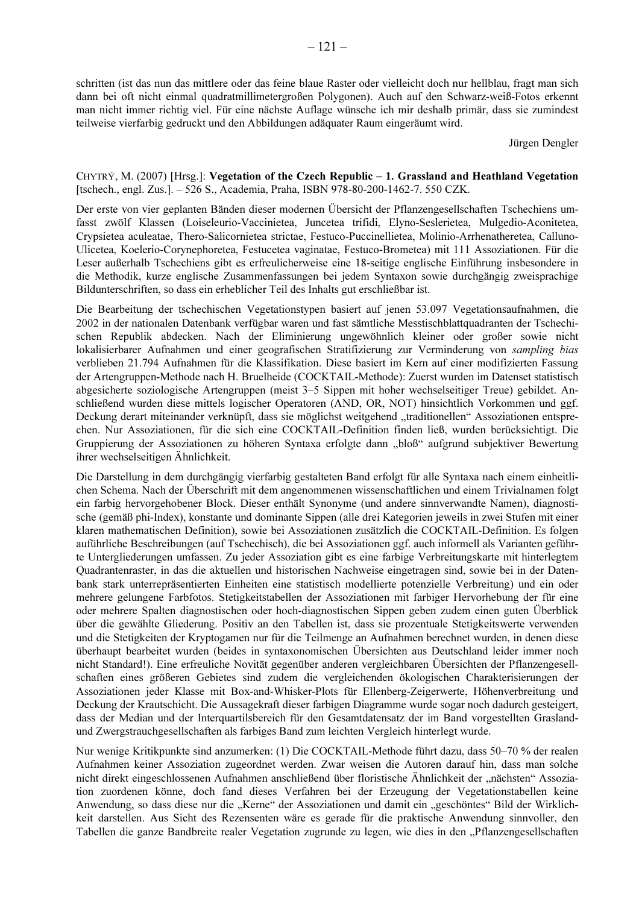schritten (ist das nun das mittlere oder das feine blaue Raster oder vielleicht doch nur hellblau, fragt man sich dann bei oft nicht einmal quadratmillimetergroßen Polygonen). Auch auf den Schwarz-weiß-Fotos erkennt man nicht immer richtig viel. Für eine nächste Auflage wünsche ich mir deshalb primär, dass sie zumindest teilweise vierfarbig gedruckt und den Abbildungen adäquater Raum eingeräumt wird.

Jürgen Dengler

CHYTRÝ, M. (2007) [Hrsg.]: **Vegetation of the Czech Republic – 1. Grassland and Heathland Vegetation** [tschech., engl. Zus.]. – 526 S., Academia, Praha, ISBN 978-80-200-1462-7. 550 CZK.

Der erste von vier geplanten Bänden dieser modernen Übersicht der Pflanzengesellschaften Tschechiens umfasst zwölf Klassen (Loiseleurio-Vaccinietea, Juncetea trifidi, Elyno-Seslerietea, Mulgedio-Aconitetea, Crypsietea aculeatae, Thero-Salicornietea strictae, Festuco-Puccinellietea, Molinio-Arrhenatheretea, Calluno-Ulicetea, Koelerio-Corynephoretea, Festucetea vaginatae, Festuco-Brometea) mit 111 Assoziationen. Für die Leser außerhalb Tschechiens gibt es erfreulicherweise eine 18-seitige englische Einführung insbesondere in die Methodik, kurze englische Zusammenfassungen bei jedem Syntaxon sowie durchgängig zweisprachige Bildunterschriften, so dass ein erheblicher Teil des Inhalts gut erschließbar ist.

Die Bearbeitung der tschechischen Vegetationstypen basiert auf jenen 53.097 Vegetationsaufnahmen, die 2002 in der nationalen Datenbank verfügbar waren und fast sämtliche Messtischblattquadranten der Tschechischen Republik abdecken. Nach der Eliminierung ungewöhnlich kleiner oder großer sowie nicht lokalisierbarer Aufnahmen und einer geografischen Stratifizierung zur Verminderung von *sampling bias* verblieben 21.794 Aufnahmen für die Klassifikation. Diese basiert im Kern auf einer modifizierten Fassung der Artengruppen-Methode nach H. Bruelheide (COCKTAIL-Methode): Zuerst wurden im Datenset statistisch abgesicherte soziologische Artengruppen (meist 3–5 Sippen mit hoher wechselseitiger Treue) gebildet. Anschließend wurden diese mittels logischer Operatoren (AND, OR, NOT) hinsichtlich Vorkommen und ggf. Deckung derart miteinander verknüpft, dass sie möglichst weitgehend „traditionellen" Assoziationen entsprechen. Nur Assoziationen, für die sich eine COCKTAIL-Definition finden ließ, wurden berücksichtigt. Die Gruppierung der Assoziationen zu höheren Syntaxa erfolgte dann „bloß" aufgrund subjektiver Bewertung ihrer wechselseitigen Ähnlichkeit.

Die Darstellung in dem durchgängig vierfarbig gestalteten Band erfolgt für alle Syntaxa nach einem einheitlichen Schema. Nach der Überschrift mit dem angenommenen wissenschaftlichen und einem Trivialnamen folgt ein farbig hervorgehobener Block. Dieser enthält Synonyme (und andere sinnverwandte Namen), diagnostische (gemäß phi-Index), konstante und dominante Sippen (alle drei Kategorien jeweils in zwei Stufen mit einer klaren mathematischen Definition), sowie bei Assoziationen zusätzlich die COCKTAIL-Definition. Es folgen ausführliche Beschreibungen (auf Tschechisch), die bei Assoziationen ggf. auch informell als Varianten geführte Untergliederungen umfassen. Zu jeder Assoziation gibt es eine farbige Verbreitungskarte mit hinterlegtem Quadrantenraster, in das die aktuellen und historischen Nachweise eingetragen sind, sowie bei in der Datenbank stark unterrepräsentierten Einheiten eine statistisch modellierte potenzielle Verbreitung) und ein oder mehrere gelungene Farbfotos. Stetigkeitstabellen der Assoziationen mit farbiger Hervorhebung der für eine oder mehrere Spalten diagnostischen oder hoch-diagnostischen Sippen geben zudem einen guten Überblick über die gewählte Gliederung. Positiv an den Tabellen ist, dass sie prozentuale Stetigkeitswerte verwenden und die Stetigkeiten der Kryptogamen nur für die Teilmenge an Aufnahmen berechnet wurden, in denen diese überhaupt bearbeitet wurden (beides in syntaxonomischen Übersichten aus Deutschland leider immer noch nicht Standard!). Eine erfreuliche Novität gegenüber anderen vergleichbaren Übersichten der Pflanzengesellschaften eines größeren Gebietes sind zudem die vergleichenden ökologischen Charakterisierungen der Assoziationen jeder Klasse mit Box-and-Whisker-Plots für Ellenberg-Zeigerwerte, Höhenverbreitung und Deckung der Krautschicht. Die Aussagekraft dieser farbigen Diagramme wurde sogar noch dadurch gesteigert, dass der Median und der Interquartilsbereich für den Gesamtdatensatz der im Band vorgestellten Grasland- und Zwergstrauchgesellschaften als farbiges Band zum leichten Vergleich hinterlegt wurde.

Nur wenige Kritikpunkte sind anzumerken: (1) Die COCKTAIL-Methode führt dazu, dass 50–70 % der realen Aufnahmen keiner Assoziation zugeordnet werden. Zwar weisen die Autoren darauf hin, dass man solche nicht direkt eingeschlossenen Aufnahmen anschließend über floristische Ähnlichkeit der „nächsten" Assoziation zuordenen könne, doch fand dieses Verfahren bei der Erzeugung der Vegetationstabellen keine Anwendung, so dass diese nur die „Kerne" der Assoziationen und damit ein „geschöntes" Bild der Wirklichkeit darstellen. Aus Sicht des Rezensenten wäre es gerade für die praktische Anwendung sinnvoller, den Tabellen die ganze Bandbreite realer Vegetation zugrunde zu legen, wie dies in den „Pflanzengesellschaften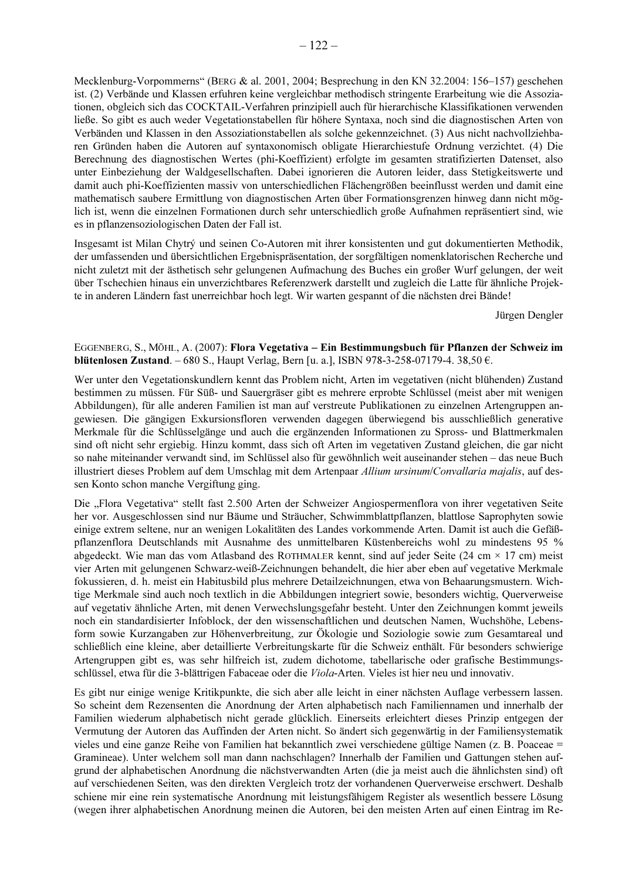Mecklenburg-Vorpommerns“ (Berg & al. 2001, 2004; Besprechung in den KN 32.2004: 156–157) geschehen ist. (2) Verbände und Klassen erfuhren keine vergleichbar methodisch stringente Erarbeitung wie die Assoziationen, obgleich sich das COCKTAIL-Verfahren prinzipiell auch für hierarchische Klassifikationen verwenden ließe. So gibt es auch weder Vegetationstabellen für höhere Syntaxa, noch sind die diagnostischen Arten von Verbänden und Klassen in den Assoziationstabellen als solche gekennzeichnet. (3) Aus nicht nachvollziehbaren Gründen haben die Autoren auf syntaxonomisch obligate Hierarchiestufe Ordnung verzichtet. (4) Die Berechnung des diagnostischen Wertes (phi-Koeffizient) erfolgte im gesamten stratifizierten Datenset, also unter Einbeziehung der Waldgesellschaften. Dabei ignorieren die Autoren leider, dass Stetigkeitswerte und damit auch phi-Koeffizienten massiv von unterschiedlichen Flächengrößen beeinflusst werden und damit eine mathematisch saubere Ermittlung von diagnostischen Arten über Formationsgrenzen hinweg dann nicht möglich ist, wenn die einzelnen Formationen durch sehr unterschiedlich große Aufnahmen repräsentiert sind, wie es in pflanzensoziologischen Daten der Fall ist.

Insgesamt ist Milan Chytrý und seinen Co-Autoren mit ihrer konsistenten und gut dokumentierten Methodik, der umfassenden und übersichtlichen Ergebnispräsentation, der sorgfältigen nomenklatorischen Recherche und nicht zuletzt mit der ästhetisch sehr gelungenen Aufmachung des Buches ein großer Wurf gelungen, der weit über Tschechien hinaus ein unverzichtbares Referenzwerk darstellt und zugleich die Latte für ähnliche Projekte in anderen Ländern fast unerreichbar hoch legt. Wir warten gespannt of die nächsten drei Bände!

Jürgen Dengler

Eggenberg, S., Möhl, A. (2007): **Flora Vegetativa – Ein Bestimmungsbuch für Pflanzen der Schweiz im blütenlosen Zustand**. – 680 S., Haupt Verlag, Bern [u. a.], ISBN 978-3-258-07179-4. 38,50 €.

Wer unter den Vegetationskundlern kennt das Problem nicht, Arten im vegetativen (nicht blühenden) Zustand bestimmen zu müssen. Für Süß- und Sauergräser gibt es mehrere erprobte Schlüssel (meist aber mit wenigen Abbildungen), für alle anderen Familien ist man auf verstreute Publikationen zu einzelnen Artengruppen angewiesen. Die gängigen Exkursionsfloren verwenden dagegen überwiegend bis ausschließlich generative Merkmale für die Schlüsselgänge und auch die ergänzenden Informationen zu Spross- und Blattmerkmalen sind oft nicht sehr ergiebig. Hinzu kommt, dass sich oft Arten im vegetativen Zustand gleichen, die gar nicht so nahe miteinander verwandt sind, im Schlüssel also für gewöhnlich weit auseinander stehen – das neue Buch illustriert dieses Problem auf dem Umschlag mit dem Artenpaar *Allium ursinum*/*Convallaria majalis*, auf dessen Konto schon manche Vergiftung ging.

Die „Flora Vegetativa“ stellt fast 2.500 Arten der Schweizer Angiospermenflora von ihrer vegetativen Seite her vor. Ausgeschlossen sind nur Bäume und Sträucher, Schwimmblattpflanzen, blattlose Saprophyten sowie einige extrem seltene, nur an wenigen Lokalitäten des Landes vorkommende Arten. Damit ist auch die Gefäßpflanzenflora Deutschlands mit Ausnahme des unmittelbaren Küstenbereichs wohl zu mindestens 95 % abgedeckt. Wie man das vom Atlasband des Rothmaler kennt, sind auf jeder Seite (24 cm × 17 cm) meist vier Arten mit gelungenen Schwarz-weiß-Zeichnungen behandelt, die hier aber eben auf vegetative Merkmale fokussieren, d. h. meist ein Habitusbild plus mehrere Detailzeichnungen, etwa von Behaarungsmustern. Wichtige Merkmale sind auch noch textlich in die Abbildungen integriert sowie, besonders wichtig, Querverweise auf vegetativ ähnliche Arten, mit denen Verwechslungsgefahr besteht. Unter den Zeichnungen kommt jeweils noch ein standardisierter Infoblock, der den wissenschaftlichen und deutschen Namen, Wuchshöhe, Lebensform sowie Kurzangaben zur Höhenverbreitung, zur Ökologie und Soziologie sowie zum Gesamtareal und schließlich eine kleine, aber detaillierte Verbreitungskarte für die Schweiz enthält. Für besonders schwierige Artengruppen gibt es, was sehr hilfreich ist, zudem dichotome, tabellarische oder grafische Bestimmungsschlüssel, etwa für die 3-blättrigen Fabaceae oder die *Viola*-Arten. Vieles ist hier neu und innovativ.

Es gibt nur einige wenige Kritikpunkte, die sich aber alle leicht in einer nächsten Auflage verbessern lassen. So scheint dem Rezensenten die Anordnung der Arten alphabetisch nach Familiennamen und innerhalb der Familien wiederum alphabetisch nicht gerade glücklich. Einerseits erleichtert dieses Prinzip entgegen der Vermutung der Autoren das Auffinden der Arten nicht. So ändert sich gegenwärtig in der Familiensystematik vieles und eine ganze Reihe von Familien hat bekanntlich zwei verschiedene gültige Namen (z. B. Poaceae = Gramineae). Unter welchem soll man dann nachschlagen? Innerhalb der Familien und Gattungen stehen aufgrund der alphabetischen Anordnung die nächstverwandten Arten (die ja meist auch die ähnlichsten sind) oft auf verschiedenen Seiten, was den direkten Vergleich trotz der vorhandenen Querverweise erschwert. Deshalb schiene mir eine rein systematische Anordnung mit leistungsfähigem Register als wesentlich bessere Lösung (wegen ihrer alphabetischen Anordnung meinen die Autoren, bei den meisten Arten auf einen Eintrag im Re-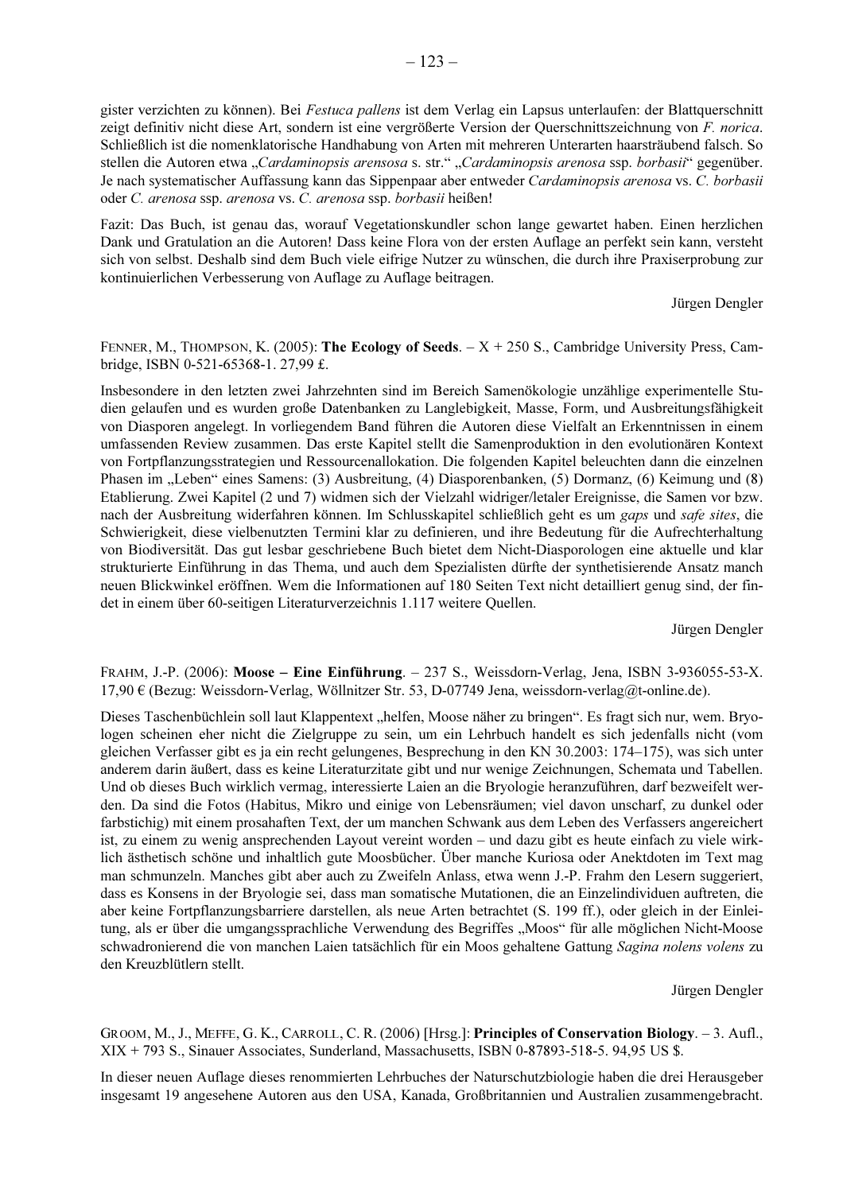gister verzichten zu können). Bei *Festuca pallens* ist dem Verlag ein Lapsus unterlaufen: der Blattquerschnitt zeigt definitiv nicht diese Art, sondern ist eine vergrößerte Version der Querschnittszeichnung von *F. norica*. Schließlich ist die nomenklatorische Handhabung von Arten mit mehreren Unterarten haarsträubend falsch. So stellen die Autoren etwa „*Cardaminopsis arensosa* s. str." „*Cardaminopsis arenosa* ssp. *borbasii*" gegenüber. Je nach systematischer Auffassung kann das Sippenpaar aber entweder *Cardaminopsis arenosa* vs. *C. borbasii* oder *C. arenosa* ssp. *arenosa* vs. *C. arenosa* ssp. *borbasii* heißen!

Fazit: Das Buch, ist genau das, worauf Vegetationskundler schon lange gewartet haben. Einen herzlichen Dank und Gratulation an die Autoren! Dass keine Flora von der ersten Auflage an perfekt sein kann, versteht sich von selbst. Deshalb sind dem Buch viele eifrige Nutzer zu wünschen, die durch ihre Praxiserprobung zur kontinuierlichen Verbesserung von Auflage zu Auflage beitragen.

Jürgen Dengler

FENNER, M., THOMPSON, K. (2005): **The Ecology of Seeds**. – X + 250 S., Cambridge University Press, Cambridge, ISBN 0-521-65368-1. 27,99 £.

Insbesondere in den letzten zwei Jahrzehnten sind im Bereich Samenökologie unzählige experimentelle Studien gelaufen und es wurden große Datenbanken zu Langlebigkeit, Masse, Form, und Ausbreitungsfähigkeit von Diasporen angelegt. In vorliegendem Band führen die Autoren diese Vielfalt an Erkenntnissen in einem umfassenden Review zusammen. Das erste Kapitel stellt die Samenproduktion in den evolutionären Kontext von Fortpflanzungsstrategien und Ressourcenallokation. Die folgenden Kapitel beleuchten dann die einzelnen Phasen im „Leben" eines Samens: (3) Ausbreitung, (4) Diasporenbanken, (5) Dormanz, (6) Keimung und (8) Etablierung. Zwei Kapitel (2 und 7) widmen sich der Vielzahl widriger/letaler Ereignisse, die Samen vor bzw. nach der Ausbreitung widerfahren können. Im Schlusskapitel schließlich geht es um *gaps* und *safe sites*, die Schwierigkeit, diese vielbenutzten Termini klar zu definieren, und ihre Bedeutung für die Aufrechterhaltung von Biodiversität. Das gut lesbar geschriebene Buch bietet dem Nicht-Diasporologen eine aktuelle und klar strukturierte Einführung in das Thema, und auch dem Spezialisten dürfte der synthetisierende Ansatz manch neuen Blickwinkel eröffnen. Wem die Informationen auf 180 Seiten Text nicht detailliert genug sind, der findet in einem über 60-seitigen Literaturverzeichnis 1.117 weitere Quellen.

Jürgen Dengler

FRAHM, J.-P. (2006): **Moose – Eine Einführung**. – 237 S., Weissdorn-Verlag, Jena, ISBN 3-936055-53-X. 17,90 € (Bezug: Weissdorn-Verlag, Wöllnitzer Str. 53, D-07749 Jena, weissdorn-verlag@t-online.de).

Dieses Taschenbüchlein soll laut Klappentext „helfen, Moose näher zu bringen". Es fragt sich nur, wem. Bryologen scheinen eher nicht die Zielgruppe zu sein, um ein Lehrbuch handelt es sich jedenfalls nicht (vom gleichen Verfasser gibt es ja ein recht gelungenes, Besprechung in den KN 30.2003: 174–175), was sich unter anderem darin äußert, dass es keine Literaturzitate gibt und nur wenige Zeichnungen, Schemata und Tabellen. Und ob dieses Buch wirklich vermag, interessierte Laien an die Bryologie heranzuführen, darf bezweifelt werden. Da sind die Fotos (Habitus, Mikro und einige von Lebensräumen; viel davon unscharf, zu dunkel oder farbstichig) mit einem prosahaften Text, der um manchen Schwank aus dem Leben des Verfassers angereichert ist, zu einem zu wenig ansprechenden Layout vereint worden – und dazu gibt es heute einfach zu viele wirklich ästhetisch schöne und inhaltlich gute Moosbücher. Über manche Kuriosa oder Anektdoten im Text mag man schmunzeln. Manches gibt aber auch zu Zweifeln Anlass, etwa wenn J.-P. Frahm den Lesern suggeriert, dass es Konsens in der Bryologie sei, dass man somatische Mutationen, die an Einzelindividuen auftreten, die aber keine Fortpflanzungsbarriere darstellen, als neue Arten betrachtet (S. 199 ff.), oder gleich in der Einleitung, als er über die umgangssprachliche Verwendung des Begriffes „Moos" für alle möglichen Nicht-Moose schwadronierend die von manchen Laien tatsächlich für ein Moos gehaltene Gattung *Sagina nolens volens* zu den Kreuzblütlern stellt.

Jürgen Dengler

GROOM, M., J., MEFFE, G. K., CARROLL, C. R. (2006) [Hrsg.]: **Principles of Conservation Biology**. – 3. Aufl., XIX + 793 S., Sinauer Associates, Sunderland, Massachusetts, ISBN 0-87893-518-5. 94,95 US $.

In dieser neuen Auflage dieses renommierten Lehrbuches der Naturschutzbiologie haben die drei Herausgeber insgesamt 19 angesehene Autoren aus den USA, Kanada, Großbritannien und Australien zusammengebracht.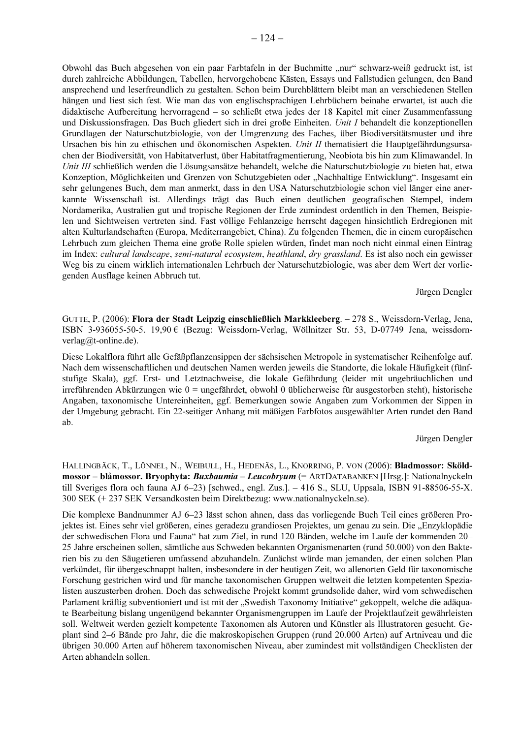Obwohl das Buch abgesehen von ein paar Farbtafeln in der Buchmitte „nur“ schwarz-weiß gedruckt ist, ist durch zahlreiche Abbildungen, Tabellen, hervorgehobene Kästen, Essays und Fallstudien gelungen, den Band ansprechend und leserfreundlich zu gestalten. Schon beim Durchblättern bleibt man an verschiedenen Stellen hängen und liest sich fest. Wie man das von englischsprachigen Lehrbüchern beinahe erwartet, ist auch die didaktische Aufbereitung hervorragend – so schließt etwa jedes der 18 Kapitel mit einer Zusammenfassung und Diskussionsfragen. Das Buch gliedert sich in drei große Einheiten. *Unit I* behandelt die konzeptionellen Grundlagen der Naturschutzbiologie, von der Umgrenzung des Faches, über Biodiversitätsmuster und ihre Ursachen bis hin zu ethischen und ökonomischen Aspekten. *Unit II* thematisiert die Hauptgefährdungsursachen der Biodiversität, von Habitatverlust, über Habitatfragmentierung, Neobiota bis hin zum Klimawandel. In *Unit III* schließlich werden die Lösungsansätze behandelt, welche die Naturschutzbiologie zu bieten hat, etwa Konzeption, Möglichkeiten und Grenzen von Schutzgebieten oder „Nachhaltige Entwicklung“. Insgesamt ein sehr gelungenes Buch, dem man anmerkt, dass in den USA Naturschutzbiologie schon viel länger eine anerkannte Wissenschaft ist. Allerdings trägt das Buch einen deutlichen geografischen Stempel, indem Nordamerika, Australien gut und tropische Regionen der Erde zumindest ordentlich in den Themen, Beispielen und Sichtweisen vertreten sind. Fast völlige Fehlanzeige herrscht dagegen hinsichtlich Erdregionen mit alten Kulturlandschaften (Europa, Mediterrangebiet, China). Zu folgenden Themen, die in einem europäischen Lehrbuch zum gleichen Thema eine große Rolle spielen würden, findet man noch nicht einmal einen Eintrag im Index: *cultural landscape*, *semi-natural ecosystem*, *heathland*, *dry grassland*. Es ist also noch ein gewisser Weg bis zu einem wirklich internationalen Lehrbuch der Naturschutzbiologie, was aber dem Wert der vorliegenden Ausflage keinen Abbruch tut.

Jürgen Dengler

GUTTE, P. (2006): **Flora der Stadt Leipzig einschließlich Markkleeberg**. – 278 S., Weissdorn-Verlag, Jena, ISBN 3-936055-50-5. 19,90 € (Bezug: Weissdorn-Verlag, Wöllnitzer Str. 53, D-07749 Jena, weissdorn-verlag@t-online.de).

Diese Lokalflora führt alle Gefäßpflanzensippen der sächsischen Metropole in systematischer Reihenfolge auf. Nach dem wissenschaftlichen und deutschen Namen werden jeweils die Standorte, die lokale Häufigkeit (fünfstufige Skala), ggf. Erst- und Letztnachweise, die lokale Gefährdung (leider mit ungebräuchlichen und irreführenden Abkürzungen wie 0 = ungefährdet, obwohl 0 üblicherweise für ausgestorben steht), historische Angaben, taxonomische Untereinheiten, ggf. Bemerkungen sowie Angaben zum Vorkommen der Sippen in der Umgebung gebracht. Ein 22-seitiger Anhang mit mäßigen Farbfotos ausgewählter Arten rundet den Band ab.

Jürgen Dengler

HALLINGBÄCK, T., LÖNNEL, N., WEIBULL, H., HEDENÄS, L., KNORRING, P. VON (2006): **Bladmossor: Sköldmossor – blåmossor. Bryophyta: *Buxbaumia – Leucobryum*** (= ARTDATABANKEN [Hrsg.]: Nationalnyckeln till Sveriges flora och fauna AJ 6–23) [schwed., engl. Zus.]. – 416 S., SLU, Uppsala, ISBN 91-88506-55-X. 300 SEK (+ 237 SEK Versandkosten beim Direktbezug: www.nationalnyckeln.se).

Die komplexe Bandnummer AJ 6–23 lässt schon ahnen, dass das vorliegende Buch Teil eines größeren Projektes ist. Eines sehr viel größeren, eines geradezu grandiosen Projektes, um genau zu sein. Die „Enzyklopädie der schwedischen Flora und Fauna“ hat zum Ziel, in rund 120 Bänden, welche im Laufe der kommenden 20–25 Jahre erscheinen sollen, sämtliche aus Schweden bekannten Organismenarten (rund 50.000) von den Bakterien bis zu den Säugetieren umfassend abzuhandeln. Zunächst würde man jemanden, der einen solchen Plan verkündet, für übergeschnappt halten, insbesondere in der heutigen Zeit, wo allenorten Geld für taxonomische Forschung gestrichen wird und für manche taxonomischen Gruppen weltweit die letzten kompetenten Spezialisten auszusterben drohen. Doch das schwedische Projekt kommt grundsolide daher, wird vom schwedischen Parlament kräftig subventioniert und ist mit der „Swedish Taxonomy Initiative“ gekoppelt, welche die adäquate Bearbeitung bislang ungenügend bekannter Organismengruppen im Laufe der Projektlaufzeit gewährleisten soll. Weltweit werden gezielt kompetente Taxonomen als Autoren und Künstler als Illustratoren gesucht. Geplant sind 2–6 Bände pro Jahr, die die makroskopischen Gruppen (rund 20.000 Arten) auf Artniveau und die übrigen 30.000 Arten auf höherem taxonomischen Niveau, aber zumindest mit vollständigen Checklisten der Arten abhandeln sollen.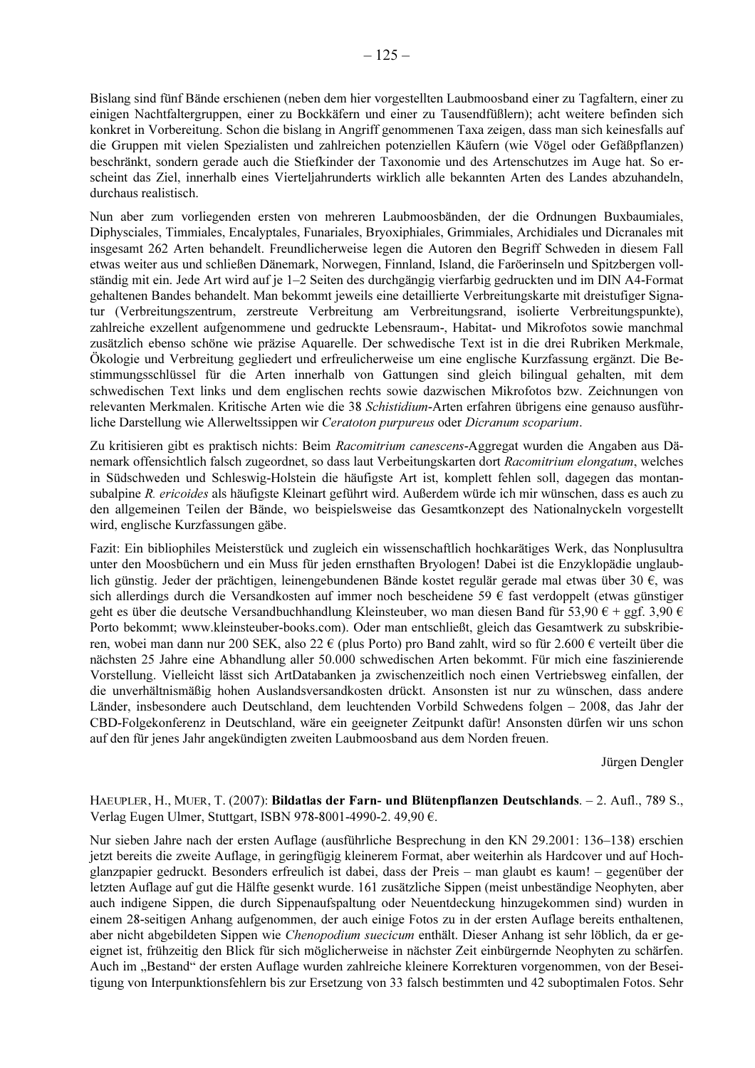Bislang sind fünf Bände erschienen (neben dem hier vorgestellten Laubmoosband einer zu Tagfaltern, einer zu einigen Nachtfaltergruppen, einer zu Bockkäfern und einer zu Tausendfüßlern); acht weitere befinden sich konkret in Vorbereitung. Schon die bislang in Angriff genommenen Taxa zeigen, dass man sich keinesfalls auf die Gruppen mit vielen Spezialisten und zahlreichen potenziellen Käufern (wie Vögel oder Gefäßpflanzen) beschränkt, sondern gerade auch die Stiefkinder der Taxonomie und des Artenschutzes im Auge hat. So erscheint das Ziel, innerhalb eines Vierteljahrhunderts wirklich alle bekannten Arten des Landes abzuhandeln, durchaus realistisch.

Nun aber zum vorliegenden ersten von mehreren Laubmoosbänden, der die Ordnungen Buxbaumiales, Diphysciales, Timmiales, Encalyptales, Funariales, Bryoxiphiales, Grimmiales, Archidiales und Dicranales mit insgesamt 262 Arten behandelt. Freundlicherweise legen die Autoren den Begriff Schweden in diesem Fall etwas weiter aus und schließen Dänemark, Norwegen, Finnland, Island, die Faröerinseln und Spitzbergen vollständig mit ein. Jede Art wird auf je 1–2 Seiten des durchgängig vierfarbig gedruckten und im DIN A4-Format gehaltenen Bandes behandelt. Man bekommt jeweils eine detaillierte Verbreitungskarte mit dreistufiger Signatur (Verbreitungszentrum, zerstreute Verbreitung am Verbreitungsrand, isolierte Verbreitungspunkte), zahlreiche exzellent aufgenommene und gedruckte Lebensraum-, Habitat- und Mikrofotos sowie manchmal zusätzlich ebenso schöne wie präzise Aquarelle. Der schwedische Text ist in die drei Rubriken Merkmale, Ökologie und Verbreitung gegliedert und erfreulicherweise um eine englische Kurzfassung ergänzt. Die Bestimmungsschlüssel für die Arten innerhalb von Gattungen sind gleich bilingual gehalten, mit dem schwedischen Text links und dem englischen rechts sowie dazwischen Mikrofotos bzw. Zeichnungen von relevanten Merkmalen. Kritische Arten wie die 38 *Schistidium*-Arten erfahren übrigens eine genauso ausführliche Darstellung wie Allerweltssippen wir *Ceratoton purpureus* oder *Dicranum scoparium*.

Zu kritisieren gibt es praktisch nichts: Beim *Racomitrium canescens*-Aggregat wurden die Angaben aus Dänemark offensichtlich falsch zugeordnet, so dass laut Verbreitungskarten dort *Racomitrium elongatum*, welches in Südschweden und Schleswig-Holstein die häufigste Art ist, komplett fehlen soll, dagegen das montan-subalpine *R. ericoides* als häufigste Kleinart geführt wird. Außerdem würde ich mir wünschen, dass es auch zu den allgemeinen Teilen der Bände, wo beispielsweise das Gesamtkonzept des Nationalnyckeln vorgestellt wird, englische Kurzfassungen gäbe.

Fazit: Ein bibliophiles Meisterstück und zugleich ein wissenschaftlich hochkarätiges Werk, das Nonplusultra unter den Moosbüchern und ein Muss für jeden ernsthaften Bryologen! Dabei ist die Enzyklopädie unglaublich günstig. Jeder der prächtigen, leinengebundenen Bände kostet regulär gerade mal etwas über 30 €, was sich allerdings durch die Versandkosten auf immer noch bescheidene 59 € fast verdoppelt (etwas günstiger geht es über die deutsche Versandbuchhandlung Kleinsteuber, wo man diesen Band für 53,90 € + ggf. 3,90 € Porto bekommt; www.kleinsteuber-books.com). Oder man entschließt, gleich das Gesamtwerk zu subskribieren, wobei man dann nur 200 SEK, also 22 € (plus Porto) pro Band zahlt, wird so für 2.600 € verteilt über die nächsten 25 Jahre eine Abhandlung aller 50.000 schwedischen Arten bekommt. Für mich eine faszinierende Vorstellung. Vielleicht lässt sich ArtDatabanken ja zwischenzeitlich noch einen Vertriebsweg einfallen, der die unverhältnismäßig hohen Auslandsversandkosten drückt. Ansonsten ist nur zu wünschen, dass andere Länder, insbesondere auch Deutschland, dem leuchtenden Vorbild Schwedens folgen – 2008, das Jahr der CBD-Folgekonferenz in Deutschland, wäre ein geeigneter Zeitpunkt dafür! Ansonsten dürfen wir uns schon auf den für jenes Jahr angekündigten zweiten Laubmoosband aus dem Norden freuen.

Jürgen Dengler

HAEUPLER, H., MUER, T. (2007): **Bildatlas der Farn- und Blütenpflanzen Deutschlands**. – 2. Aufl., 789 S., Verlag Eugen Ulmer, Stuttgart, ISBN 978-8001-4990-2. 49,90 €.

Nur sieben Jahre nach der ersten Auflage (ausführliche Besprechung in den KN 29.2001: 136–138) erschien jetzt bereits die zweite Auflage, in geringfügig kleinerem Format, aber weiterhin als Hardcover und auf Hochglanzpapier gedruckt. Besonders erfreulich ist dabei, dass der Preis – man glaubt es kaum! – gegenüber der letzten Auflage auf gut die Hälfte gesenkt wurde. 161 zusätzliche Sippen (meist unbeständige Neophyten, aber auch indigene Sippen, die durch Sippenaufspaltung oder Neuentdeckung hinzugekommen sind) wurden in einem 28-seitigen Anhang aufgenommen, der auch einige Fotos zu in der ersten Auflage bereits enthaltenen, aber nicht abgebildeten Sippen wie *Chenopodium suecicum* enthält. Dieser Anhang ist sehr löblich, da er geeignet ist, frühzeitig den Blick für sich möglicherweise in nächster Zeit einbürgernde Neophyten zu schärfen. Auch im „Bestand“ der ersten Auflage wurden zahlreiche kleinere Korrekturen vorgenommen, von der Beseitigung von Interpunktionsfehlern bis zur Ersetzung von 33 falsch bestimmten und 42 suboptimalen Fotos. Sehr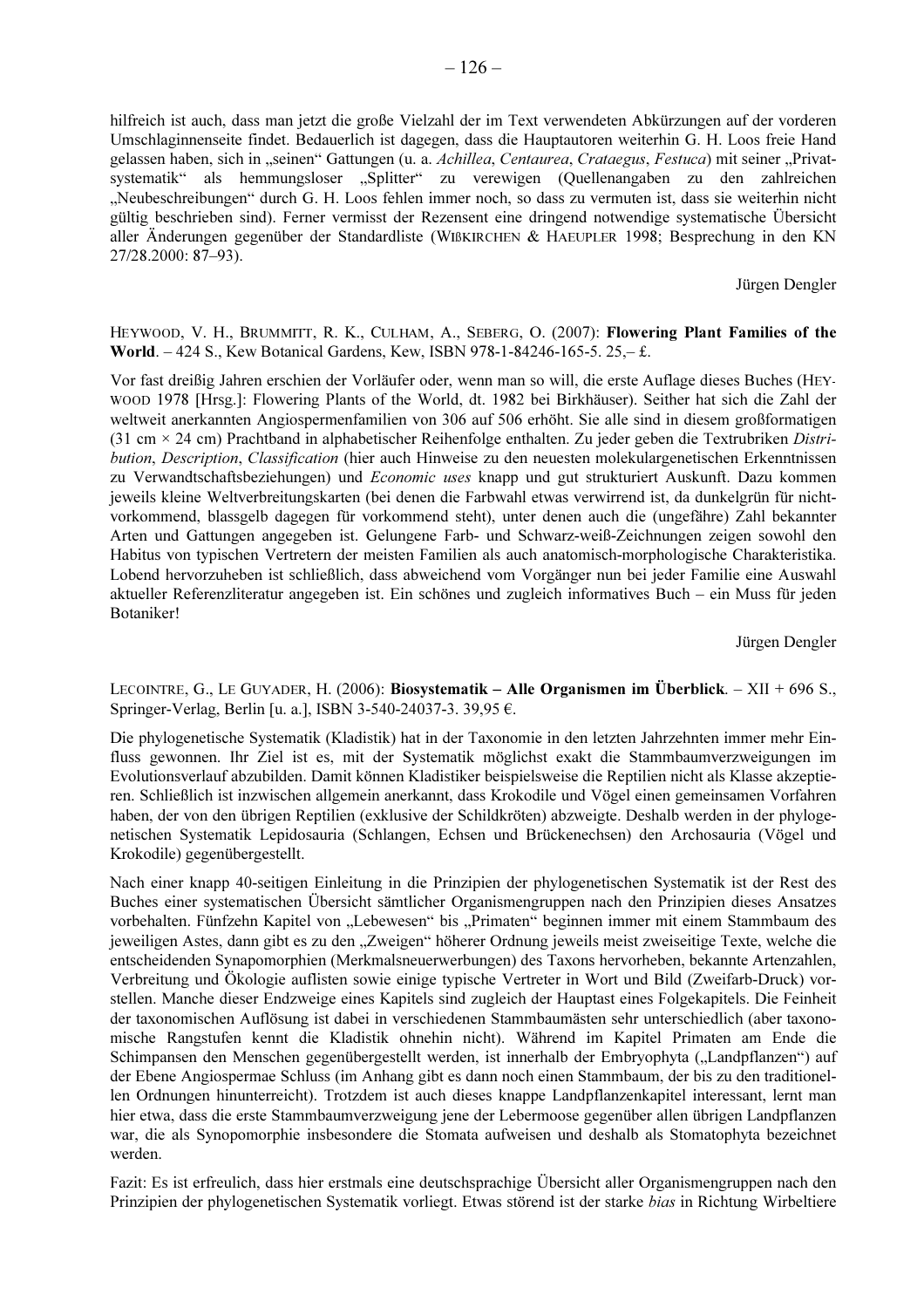hilfreich ist auch, dass man jetzt die große Vielzahl der im Text verwendeten Abkürzungen auf der vorderen Umschlaginnenseite findet. Bedauerlich ist dagegen, dass die Hauptautoren weiterhin G. H. Loos freie Hand gelassen haben, sich in „seinen" Gattungen (u. a. *Achillea*, *Centaurea*, *Crataegus*, *Festuca*) mit seiner „Privatsystematik" als hemmungsloser „Splitter" zu verewigen (Quellenangaben zu den zahlreichen „Neubeschreibungen" durch G. H. Loos fehlen immer noch, so dass zu vermuten ist, dass sie weiterhin nicht gültig beschrieben sind). Ferner vermisst der Rezensent eine dringend notwendige systematische Übersicht aller Änderungen gegenüber der Standardliste (Wißkirchen & Haeupler 1998; Besprechung in den KN 27/28.2000: 87–93).

Jürgen Dengler

Heywood, V. H., Brummitt, R. K., Culham, A., Seberg, O. (2007): **Flowering Plant Families of the World**. – 424 S., Kew Botanical Gardens, Kew, ISBN 978-1-84246-165-5. 25,– £.

Vor fast dreißig Jahren erschien der Vorläufer oder, wenn man so will, die erste Auflage dieses Buches (Heywood 1978 [Hrsg.]: Flowering Plants of the World, dt. 1982 bei Birkhäuser). Seither hat sich die Zahl der weltweit anerkannten Angiospermenfamilien von 306 auf 506 erhöht. Sie alle sind in diesem großformatigen (31 cm × 24 cm) Prachtband in alphabetischer Reihenfolge enthalten. Zu jeder geben die Textrubriken *Distribution*, *Description*, *Classification* (hier auch Hinweise zu den neuesten molekulargenetischen Erkenntnissen zu Verwandtschaftsbeziehungen) und *Economic uses* knapp und gut strukturiert Auskunft. Dazu kommen jeweils kleine Weltverbreitungskarten (bei denen die Farbwahl etwas verwirrend ist, da dunkelgrün für nicht-vorkommend, blassgelb dagegen für vorkommend steht), unter denen auch die (ungefähre) Zahl bekannter Arten und Gattungen angegeben ist. Gelungene Farb- und Schwarz-weiß-Zeichnungen zeigen sowohl den Habitus von typischen Vertretern der meisten Familien als auch anatomisch-morphologische Charakteristika. Lobend hervorzuheben ist schließlich, dass abweichend vom Vorgänger nun bei jeder Familie eine Auswahl aktueller Referenzliteratur angegeben ist. Ein schönes und zugleich informatives Buch – ein Muss für jeden Botaniker!

Jürgen Dengler

Lecointre, G., Le Guyader, H. (2006): **Biosystematik – Alle Organismen im Überblick**. – XII + 696 S., Springer-Verlag, Berlin [u. a.], ISBN 3-540-24037-3. 39,95 €.

Die phylogenetische Systematik (Kladistik) hat in der Taxonomie in den letzten Jahrzehnten immer mehr Einfluss gewonnen. Ihr Ziel ist es, mit der Systematik möglichst exakt die Stammbaumverzweigungen im Evolutionsverlauf abzubilden. Damit können Kladistiker beispielsweise die Reptilien nicht als Klasse akzeptieren. Schließlich ist inzwischen allgemein anerkannt, dass Krokodile und Vögel einen gemeinsamen Vorfahren haben, der von den übrigen Reptilien (exklusive der Schildkröten) abzweigte. Deshalb werden in der phylogenetischen Systematik Lepidosauria (Schlangen, Echsen und Brückenechsen) den Archosauria (Vögel und Krokodile) gegenübergestellt.

Nach einer knapp 40-seitigen Einleitung in die Prinzipien der phylogenetischen Systematik ist der Rest des Buches einer systematischen Übersicht sämtlicher Organismengruppen nach den Prinzipien dieses Ansatzes vorbehalten. Fünfzehn Kapitel von „Lebewesen" bis „Primaten" beginnen immer mit einem Stammbaum des jeweiligen Astes, dann gibt es zu den „Zweigen" höherer Ordnung jeweils meist zweiseitige Texte, welche die entscheidenden Synapomorphien (Merkmalsneuerwerbungen) des Taxons hervorheben, bekannte Artenzahlen, Verbreitung und Ökologie auflisten sowie einige typische Vertreter in Wort und Bild (Zweifarb-Druck) vorstellen. Manche dieser Endzweige eines Kapitels sind zugleich der Hauptast eines Folgekapitels. Die Feinheit der taxonomischen Auflösung ist dabei in verschiedenen Stammbaumästen sehr unterschiedlich (aber taxonomische Rangstufen kennt die Kladistik ohnehin nicht). Während im Kapitel Primaten am Ende die Schimpansen den Menschen gegenübergestellt werden, ist innerhalb der Embryophyta („Landpflanzen") auf der Ebene Angiospermae Schluss (im Anhang gibt es dann noch einen Stammbaum, der bis zu den traditionellen Ordnungen hinunterreicht). Trotzdem ist auch dieses knappe Landpflanzenkapitel interessant, lernt man hier etwa, dass die erste Stammbaumverzweigung jene der Lebermoose gegenüber allen übrigen Landpflanzen war, die als Synopomorphie insbesondere die Stomata aufweisen und deshalb als Stomatophyta bezeichnet werden.

Fazit: Es ist erfreulich, dass hier erstmals eine deutschsprachige Übersicht aller Organismengruppen nach den Prinzipien der phylogenetischen Systematik vorliegt. Etwas störend ist der starke *bias* in Richtung Wirbeltiere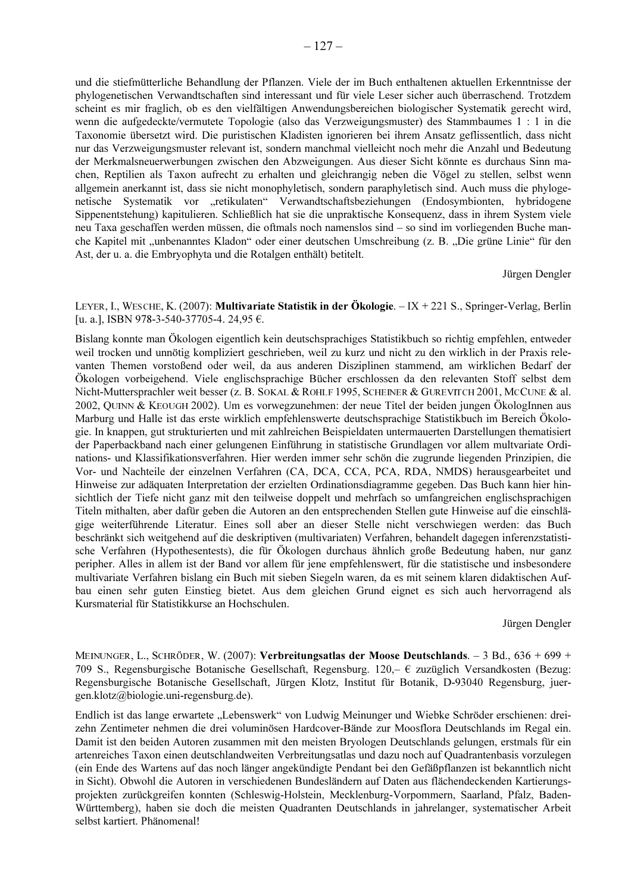und die stiefmütterliche Behandlung der Pflanzen. Viele der im Buch enthaltenen aktuellen Erkenntnisse der phylogenetischen Verwandtschaften sind interessant und für viele Leser sicher auch überraschend. Trotzdem scheint es mir fraglich, ob es den vielfältigen Anwendungsbereichen biologischer Systematik gerecht wird, wenn die aufgedeckte/vermutete Topologie (also das Verzweigungsmuster) des Stammbaumes 1 : 1 in die Taxonomie übersetzt wird. Die puristischen Kladisten ignorieren bei ihrem Ansatz geflissentlich, dass nicht nur das Verzweigungsmuster relevant ist, sondern manchmal vielleicht noch mehr die Anzahl und Bedeutung der Merkmalsneuerwerbungen zwischen den Abzweigungen. Aus dieser Sicht könnte es durchaus Sinn machen, Reptilien als Taxon aufrecht zu erhalten und gleichrangig neben die Vögel zu stellen, selbst wenn allgemein anerkannt ist, dass sie nicht monophyletisch, sondern paraphyletisch sind. Auch muss die phylogenetische Systematik vor „retikulaten" Verwandtschaftsbeziehungen (Endosymbionten, hybridogene Sippenentstehung) kapitulieren. Schließlich hat sie die unpraktische Konsequenz, dass in ihrem System viele neu Taxa geschaffen werden müssen, die oftmals noch namenslos sind – so sind im vorliegenden Buche manche Kapitel mit „unbenanntes Kladon" oder einer deutschen Umschreibung (z. B. „Die grüne Linie" für den Ast, der u. a. die Embryophyta und die Rotalgen enthält) betitelt.

Jürgen Dengler

LEYER, I., WESCHE, K. (2007): **Multivariate Statistik in der Ökologie**. – IX + 221 S., Springer-Verlag, Berlin [u. a.], ISBN 978-3-540-37705-4. 24,95 €.

Bislang konnte man Ökologen eigentlich kein deutschsprachiges Statistikbuch so richtig empfehlen, entweder weil trocken und unnötig kompliziert geschrieben, weil zu kurz und nicht zu den wirklich in der Praxis relevanten Themen vorstoßend oder weil, da aus anderen Disziplinen stammend, am wirklichen Bedarf der Ökologen vorbeigehend. Viele englischsprachige Bücher erschlossen da den relevanten Stoff selbst dem Nicht-Muttersprachler weit besser (z. B. SOKAL & ROHLF 1995, SCHEINER & GUREVITCH 2001, MCCUNE & al. 2002, QUINN & KEOUGH 2002). Um es vorwegzunehmen: der neue Titel der beiden jungen ÖkologInnen aus Marburg und Halle ist das erste wirklich empfehlenswerte deutschsprachige Statistikbuch im Bereich Ökologie. In knappen, gut strukturierten und mit zahlreichen Beispieldaten untermauerten Darstellungen thematisiert der Paperbackband nach einer gelungenen Einführung in statistische Grundlagen vor allem multvariate Ordinations- und Klassifikationsverfahren. Hier werden immer sehr schön die zugrunde liegenden Prinzipien, die Vor- und Nachteile der einzelnen Verfahren (CA, DCA, CCA, PCA, RDA, NMDS) herausgearbeitet und Hinweise zur adäquaten Interpretation der erzielten Ordinationsdiagramme gegeben. Das Buch kann hier hinsichtlich der Tiefe nicht ganz mit den teilweise doppelt und mehrfach so umfangreichen englischsprachigen Titeln mithalten, aber dafür geben die Autoren an den entsprechenden Stellen gute Hinweise auf die einschlägige weiterführende Literatur. Eines soll aber an dieser Stelle nicht verschwiegen werden: das Buch beschränkt sich weitgehend auf die deskriptiven (multivariaten) Verfahren, behandelt dagegen inferenzstatistische Verfahren (Hypothesentests), die für Ökologen durchaus ähnlich große Bedeutung haben, nur ganz peripher. Alles in allem ist der Band vor allem für jene empfehlenswert, für die statistische und insbesondere multivariate Verfahren bislang ein Buch mit sieben Siegeln waren, da es mit seinem klaren didaktischen Aufbau einen sehr guten Einstieg bietet. Aus dem gleichen Grund eignet es sich auch hervorragend als Kursmaterial für Statistikkurse an Hochschulen.

Jürgen Dengler

MEINUNGER, L., SCHRÖDER, W. (2007): **Verbreitungsatlas der Moose Deutschlands**. – 3 Bd., 636 + 699 + 709 S., Regensburgische Botanische Gesellschaft, Regensburg. 120,– € zuzüglich Versandkosten (Bezug: Regensburgische Botanische Gesellschaft, Jürgen Klotz, Institut für Botanik, D-93040 Regensburg, juergen.klotz@biologie.uni-regensburg.de).

Endlich ist das lange erwartete „Lebenswerk" von Ludwig Meinunger und Wiebke Schröder erschienen: dreizehn Zentimeter nehmen die drei voluminösen Hardcover-Bände zur Moosflora Deutschlands im Regal ein. Damit ist den beiden Autoren zusammen mit den meisten Bryologen Deutschlands gelungen, erstmals für ein artenreiches Taxon einen deutschlandweiten Verbreitungsatlas und dazu noch auf Quadrantenbasis vorzulegen (ein Ende des Wartens auf das noch länger angekündigte Pendant bei den Gefäßpflanzen ist bekanntlich nicht in Sicht). Obwohl die Autoren in verschiedenen Bundesländern auf Daten aus flächendeckenden Kartierungsprojekten zurückgreifen konnten (Schleswig-Holstein, Mecklenburg-Vorpommern, Saarland, Pfalz, Baden-Württemberg), haben sie doch die meisten Quadranten Deutschlands in jahrelanger, systematischer Arbeit selbst kartiert. Phänomenal!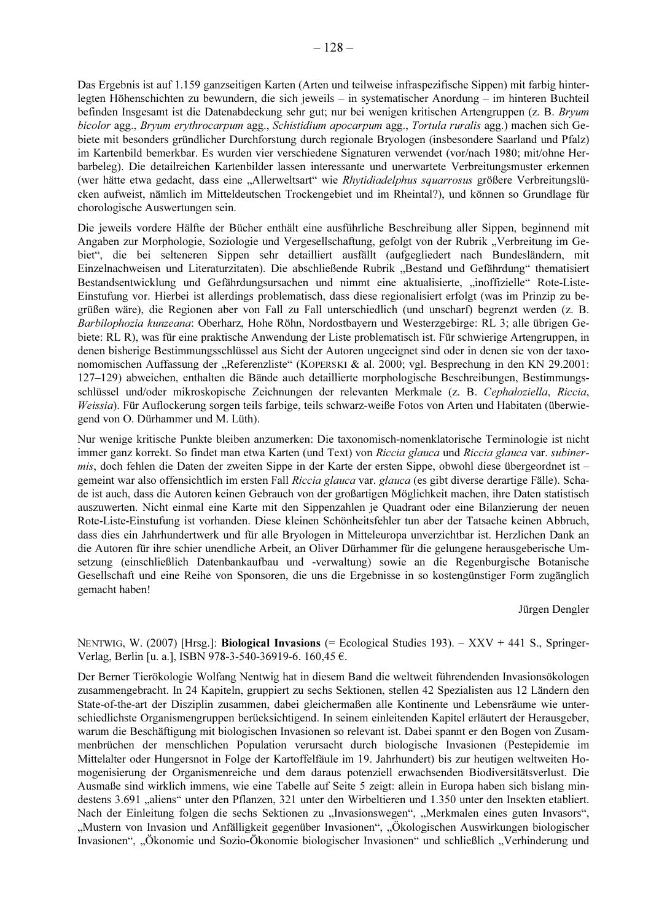Das Ergebnis ist auf 1.159 ganzseitigen Karten (Arten und teilweise infraspezifische Sippen) mit farbig hinterlegten Höhenschichten zu bewundern, die sich jeweils – in systematischer Anordung – im hinteren Buchteil befinden Insgesamt ist die Datenabdeckung sehr gut; nur bei wenigen kritischen Artengruppen (z. B. *Bryum bicolor* agg., *Bryum erythrocarpum* agg., *Schistidium apocarpum* agg., *Tortula ruralis* agg.) machen sich Gebiete mit besonders gründlicher Durchforstung durch regionale Bryologen (insbesondere Saarland und Pfalz) im Kartenbild bemerkbar. Es wurden vier verschiedene Signaturen verwendet (vor/nach 1980; mit/ohne Herbarbeleg). Die detailreichen Kartenbilder lassen interessante und unerwartete Verbreitungsmuster erkennen (wer hätte etwa gedacht, dass eine „Allerweltsart" wie *Rhytidiadelphus squarrosus* größere Verbreitungslücken aufweist, nämlich im Mitteldeutschen Trockengebiet und im Rheintal?), und können so Grundlage für chorologische Auswertungen sein.

Die jeweils vordere Hälfte der Bücher enthält eine ausführliche Beschreibung aller Sippen, beginnend mit Angaben zur Morphologie, Soziologie und Vergesellschaftung, gefolgt von der Rubrik „Verbreitung im Gebiet", die bei selteneren Sippen sehr detailliert ausfällt (aufgegliedert nach Bundesländern, mit Einzelnachweisen und Literaturzitaten). Die abschließende Rubrik „Bestand und Gefährdung" thematisiert Bestandsentwicklung und Gefährdungsursachen und nimmt eine aktualisierte, „inoffizielle" Rote-Liste-Einstufung vor. Hierbei ist allerdings problematisch, dass diese regionalisiert erfolgt (was im Prinzip zu begrüßen wäre), die Regionen aber von Fall zu Fall unterschiedlich (und unscharf) begrenzt werden (z. B. *Barbilophozia kunzeana*: Oberharz, Hohe Röhn, Nordostbayern und Westerzgebirge: RL 3; alle übrigen Gebiete: RL R), was für eine praktische Anwendung der Liste problematisch ist. Für schwierige Artengruppen, in denen bisherige Bestimmungsschlüssel aus Sicht der Autoren ungeeignet sind oder in denen sie von der taxonomischen Auffassung der „Referenzliste" (KOPERSKI & al. 2000; vgl. Besprechung in den KN 29.2001: 127–129) abweichen, enthalten die Bände auch detaillierte morphologische Beschreibungen, Bestimmungsschlüssel und/oder mikroskopische Zeichnungen der relevanten Merkmale (z. B. *Cephaloziella*, *Riccia*, *Weissia*). Für Auflockerung sorgen teils farbige, teils schwarz-weiße Fotos von Arten und Habitaten (überwiegend von O. Dürhammer und M. Lüth).

Nur wenige kritische Punkte bleiben anzumerken: Die taxonomisch-nomenklatorische Terminologie ist nicht immer ganz korrekt. So findet man etwa Karten (und Text) von *Riccia glauca* und *Riccia glauca* var. *subinermis*, doch fehlen die Daten der zweiten Sippe in der Karte der ersten Sippe, obwohl diese übergeordnet ist – gemeint war also offensichtlich im ersten Fall *Riccia glauca* var. *glauca* (es gibt diverse derartige Fälle). Schade ist auch, dass die Autoren keinen Gebrauch von der großartigen Möglichkeit machen, ihre Daten statistisch auszuwerten. Nicht einmal eine Karte mit den Sippenzahlen je Quadrant oder eine Bilanzierung der neuen Rote-Liste-Einstufung ist vorhanden. Diese kleinen Schönheitsfehler tun aber der Tatsache keinen Abbruch, dass dies ein Jahrhundertwerk und für alle Bryologen in Mitteleuropa unverzichtbar ist. Herzlichen Dank an die Autoren für ihre schier unendliche Arbeit, an Oliver Dürhammer für die gelungene herausgeberische Umsetzung (einschließlich Datenbankaufbau und -verwaltung) sowie an die Regenburgische Botanische Gesellschaft und eine Reihe von Sponsoren, die uns die Ergebnisse in so kostengünstiger Form zugänglich gemacht haben!

Jürgen Dengler

NENTWIG, W. (2007) [Hrsg.]: **Biological Invasions** (= Ecological Studies 193). – XXV + 441 S., Springer-Verlag, Berlin [u. a.], ISBN 978-3-540-36919-6. 160,45 €.

Der Berner Tierökologie Wolfang Nentwig hat in diesem Band die weltweit führendenden Invasionsökologen zusammengebracht. In 24 Kapiteln, gruppiert zu sechs Sektionen, stellen 42 Spezialisten aus 12 Ländern den State-of-the-art der Disziplin zusammen, dabei gleichermaßen alle Kontinente und Lebensräume wie unterschiedlichste Organismengruppen berücksichtigend. In seinem einleitenden Kapitel erläutert der Herausgeber, warum die Beschäftigung mit biologischen Invasionen so relevant ist. Dabei spannt er den Bogen von Zusammenbrüchen der menschlichen Population verursacht durch biologische Invasionen (Pestepidemie im Mittelalter oder Hungersnot in Folge der Kartoffelfäule im 19. Jahrhundert) bis zur heutigen weltweiten Homogenisierung der Organismenreiche und dem daraus potenziell erwachsenden Biodiversitätsverlust. Die Ausmaße sind wirklich immens, wie eine Tabelle auf Seite 5 zeigt: allein in Europa haben sich bislang mindestens 3.691 „aliens" unter den Pflanzen, 321 unter den Wirbeltieren und 1.350 unter den Insekten etabliert. Nach der Einleitung folgen die sechs Sektionen zu „Invasionswegen", „Merkmalen eines guten Invasors", „Mustern von Invasion und Anfälligkeit gegenüber Invasionen", „Ökologischen Auswirkungen biologischer Invasionen", „Ökonomie und Sozio-Ökonomie biologischer Invasionen" und schließlich „Verhinderung und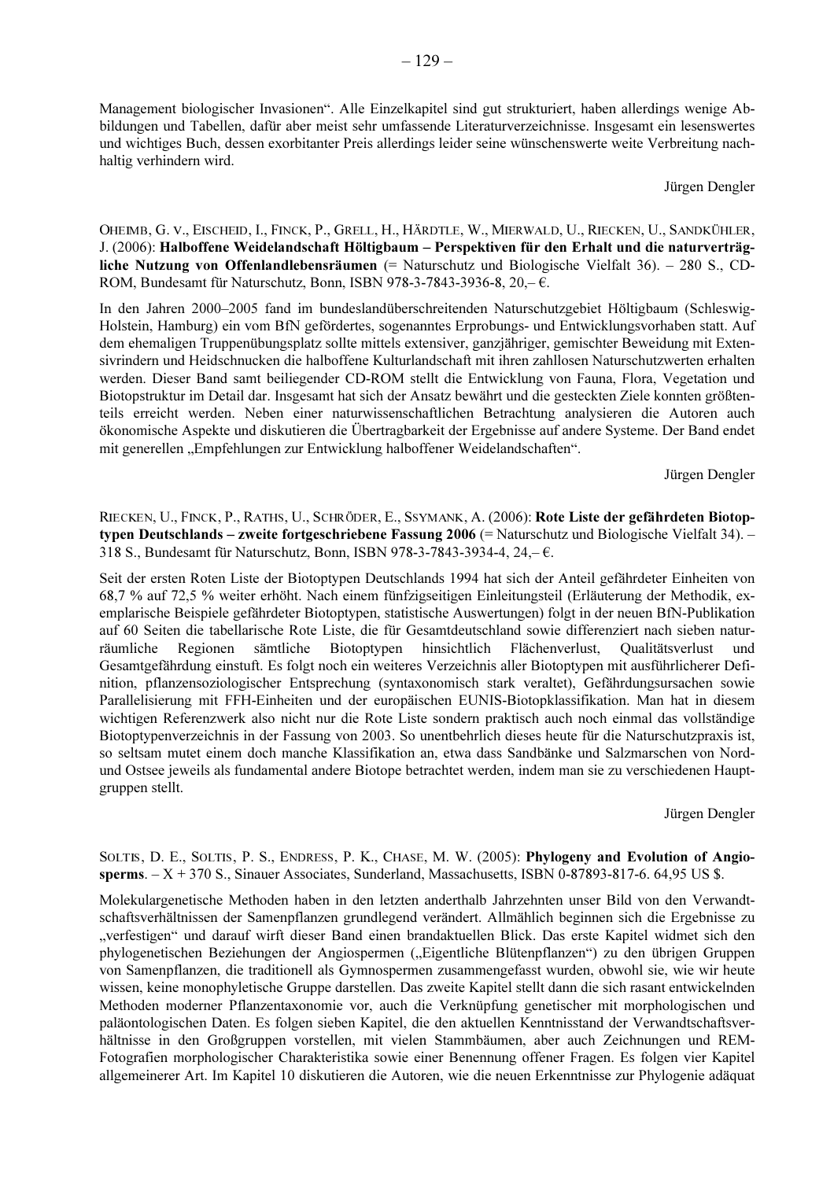Management biologischer Invasionen". Alle Einzelkapitel sind gut strukturiert, haben allerdings wenige Abbildungen und Tabellen, dafür aber meist sehr umfassende Literaturverzeichnisse. Insgesamt ein lesenswertes und wichtiges Buch, dessen exorbitanter Preis allerdings leider seine wünschenswerte weite Verbreitung nachhaltig verhindern wird.

Jürgen Dengler

OHEIMB, G. V., EISCHEID, I., FINCK, P., GRELL, H., HÄRDTLE, W., MIERWALD, U., RIECKEN, U., SANDKÜHLER, J. (2006): **Halboffene Weidelandschaft Höltigbaum – Perspektiven für den Erhalt und die naturverträgliche Nutzung von Offenlandlebensräumen** (= Naturschutz und Biologische Vielfalt 36). – 280 S., CD-ROM, Bundesamt für Naturschutz, Bonn, ISBN 978-3-7843-3936-8, 20,– €.

In den Jahren 2000–2005 fand im bundeslandüberschreitenden Naturschutzgebiet Höltigbaum (Schleswig-Holstein, Hamburg) ein vom BfN gefördertes, sogenanntes Erprobungs- und Entwicklungsvorhaben statt. Auf dem ehemaligen Truppenübungsplatz sollte mittels extensiver, ganzjähriger, gemischter Beweidung mit Extensivrindern und Heidschnucken die halboffene Kulturlandschaft mit ihren zahllosen Naturschutzwerten erhalten werden. Dieser Band samt beiliegender CD-ROM stellt die Entwicklung von Fauna, Flora, Vegetation und Biotopstruktur im Detail dar. Insgesamt hat sich der Ansatz bewährt und die gesteckten Ziele konnten größtenteils erreicht werden. Neben einer naturwissenschaftlichen Betrachtung analysieren die Autoren auch ökonomische Aspekte und diskutieren die Übertragbarkeit der Ergebnisse auf andere Systeme. Der Band endet mit generellen „Empfehlungen zur Entwicklung halboffener Weidelandschaften".

Jürgen Dengler

RIECKEN, U., FINCK, P., RATHS, U., SCHRÖDER, E., SSYMANK, A. (2006): **Rote Liste der gefährdeten Biotoptypen Deutschlands – zweite fortgeschriebene Fassung 2006** (= Naturschutz und Biologische Vielfalt 34). – 318 S., Bundesamt für Naturschutz, Bonn, ISBN 978-3-7843-3934-4, 24,– €.

Seit der ersten Roten Liste der Biotoptypen Deutschlands 1994 hat sich der Anteil gefährdeter Einheiten von 68,7 % auf 72,5 % weiter erhöht. Nach einem fünfzigseitigen Einleitungsteil (Erläuterung der Methodik, exemplarische Beispiele gefährdeter Biotoptypen, statistische Auswertungen) folgt in der neuen BfN-Publikation auf 60 Seiten die tabellarische Rote Liste, die für Gesamtdeutschland sowie differenziert nach sieben naturräumliche Regionen sämtliche Biotoptypen hinsichtlich Flächenverlust, Qualitätsverlust und Gesamtgefährdung einstuft. Es folgt noch ein weiteres Verzeichnis aller Biotoptypen mit ausführlicher Definition, pflanzensoziologischer Entsprechung (syntaxonomisch stark veraltet), Gefährdungsursachen sowie Parallelisierung mit FFH-Einheiten und der europäischen EUNIS-Biotopklassifikation. Man hat in diesem wichtigen Referenzwerk also nicht nur die Rote Liste sondern praktisch auch noch einmal das vollständige Biotoptypenverzeichnis in der Fassung von 2003. So unentbehrlich dieses heute für die Naturschutzpraxis ist, so seltsam mutet einem doch manche Klassifikation an, etwa dass Sandbänke und Salzmarschen von Nord- und Ostsee jeweils als fundamental andere Biotope betrachtet werden, indem man sie zu verschiedenen Hauptgruppen stellt.

Jürgen Dengler

SOLTIS, D. E., SOLTIS, P. S., ENDRESS, P. K., CHASE, M. W. (2005): **Phylogeny and Evolution of Angiosperms**. – X + 370 S., Sinauer Associates, Sunderland, Massachusetts, ISBN 0-87893-817-6. 64,95 US $.

Molekulargenetische Methoden haben in den letzten anderthalb Jahrzehnten unser Bild von den Verwandtschaftsverhältnissen der Samenpflanzen grundlegend verändert. Allmählich beginnen sich die Ergebnisse zu „verfestigen" und darauf wirft dieser Band einen brandaktuellen Blick. Das erste Kapitel widmet sich den phylogenetischen Beziehungen der Angiospermen („Eigentliche Blütenpflanzen") zu den übrigen Gruppen von Samenpflanzen, die traditionell als Gymnospermen zusammengefasst wurden, obwohl sie, wie wir heute wissen, keine monophyletische Gruppe darstellen. Das zweite Kapitel stellt dann die sich rasant entwickelnden Methoden moderner Pflanzentaxonomie vor, auch die Verknüpfung genetischer mit morphologischen und paläontologischen Daten. Es folgen sieben Kapitel, die den aktuellen Kenntnisstand der Verwandtschaftsverhältnisse in den Großgruppen vorstellen, mit vielen Stammbäumen, aber auch Zeichnungen und REM-Fotografien morphologischer Charakteristika sowie einer Benennung offener Fragen. Es folgen vier Kapitel allgemeinerer Art. Im Kapitel 10 diskutieren die Autoren, wie die neuen Erkenntnisse zur Phylogenie adäquat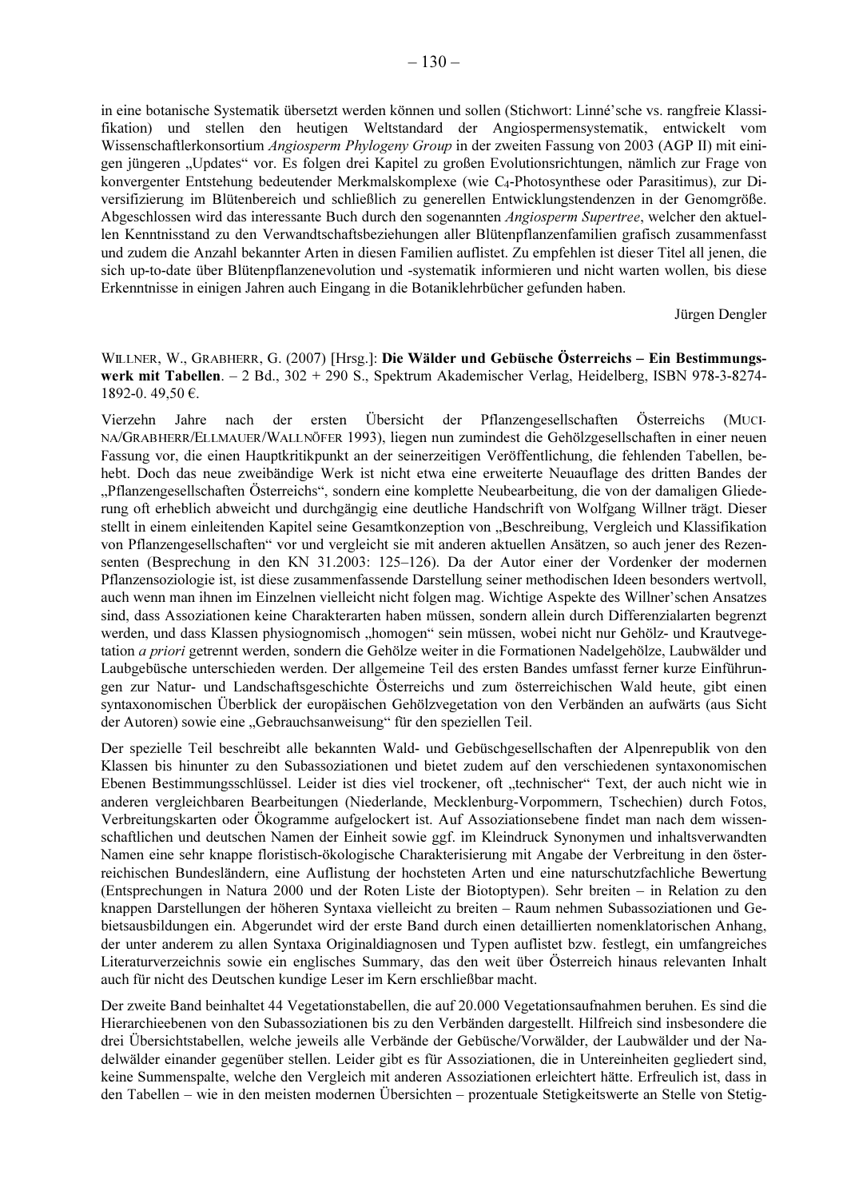in eine botanische Systematik übersetzt werden können und sollen (Stichwort: Linné'sche vs. rangfreie Klassifikation) und stellen den heutigen Weltstandard der Angiospermensystematik, entwickelt vom Wissenschaftlerkonsortium *Angiosperm Phylogeny Group* in der zweiten Fassung von 2003 (AGP II) mit einigen jüngeren „Updates" vor. Es folgen drei Kapitel zu großen Evolutionsrichtungen, nämlich zur Frage von konvergenter Entstehung bedeutender Merkmalskomplexe (wie $C_4$-Photosynthese oder Parasitimus), zur Diversifizierung im Blütenbereich und schließlich zu generellen Entwicklungstendenzen in der Genomgröße. Abgeschlossen wird das interessante Buch durch den sogenannten *Angiosperm Supertree*, welcher den aktuellen Kenntnisstand zu den Verwandtschaftsbeziehungen aller Blütenpflanzenfamilien grafisch zusammenfasst und zudem die Anzahl bekannter Arten in diesen Familien auflistet. Zu empfehlen ist dieser Titel all jenen, die sich up-to-date über Blütenpflanzenevolution und -systematik informieren und nicht warten wollen, bis diese Erkenntnisse in einigen Jahren auch Eingang in die Botaniklehrbücher gefunden haben.

Jürgen Dengler

WILLNER, W., GRABHERR, G. (2007) [Hrsg.]: **Die Wälder und Gebüsche Österreichs – Ein Bestimmungswerk mit Tabellen**. – 2 Bd., 302 + 290 S., Spektrum Akademischer Verlag, Heidelberg, ISBN 978-3-8274-1892-0. 49,50 €.

Vierzehn Jahre nach der ersten Übersicht der Pflanzengesellschaften Österreichs (MUCINA/GRABHERR/ELLMAUER/WALLNÖFER 1993), liegen nun zumindest die Gehölzgesellschaften in einer neuen Fassung vor, die einen Hauptkritikpunkt an der seinerzeitigen Veröffentlichung, die fehlenden Tabellen, behebt. Doch das neue zweibändige Werk ist nicht etwa eine erweiterte Neuauflage des dritten Bandes der „Pflanzengesellschaften Österreichs", sondern eine komplette Neubearbeitung, die von der damaligen Gliederung oft erheblich abweicht und durchgängig eine deutliche Handschrift von Wolfgang Willner trägt. Dieser stellt in einem einleitenden Kapitel seine Gesamtkonzeption von „Beschreibung, Vergleich und Klassifikation von Pflanzengesellschaften" vor und vergleicht sie mit anderen aktuellen Ansätzen, so auch jener des Rezensenten (Besprechung in den KN 31.2003: 125–126). Da der Autor einer der Vordenker der modernen Pflanzensoziologie ist, ist diese zusammenfassende Darstellung seiner methodischen Ideen besonders wertvoll, auch wenn man ihnen im Einzelnen vielleicht nicht folgen mag. Wichtige Aspekte des Willner'schen Ansatzes sind, dass Assoziationen keine Charakterarten haben müssen, sondern allein durch Differenzialarten begrenzt werden, und dass Klassen physiognomisch „homogen" sein müssen, wobei nicht nur Gehölz- und Krautvegetation *a priori* getrennt werden, sondern die Gehölze weiter in die Formationen Nadelgehölze, Laubwälder und Laubgebüsche unterschieden werden. Der allgemeine Teil des ersten Bandes umfasst ferner kurze Einführungen zur Natur- und Landschaftsgeschichte Österreichs und zum österreichischen Wald heute, gibt einen syntaxonomischen Überblick der europäischen Gehölzvegetation von den Verbänden an aufwärts (aus Sicht der Autoren) sowie eine „Gebrauchsanweisung" für den speziellen Teil.

Der spezielle Teil beschreibt alle bekannten Wald- und Gebüschgesellschaften der Alpenrepublik von den Klassen bis hinunter zu den Subassoziationen und bietet zudem auf den verschiedenen syntaxonomischen Ebenen Bestimmungsschlüssel. Leider ist dies viel trockener, oft „technischer" Text, der auch nicht wie in anderen vergleichbaren Bearbeitungen (Niederlande, Mecklenburg-Vorpommern, Tschechien) durch Fotos, Verbreitungskarten oder Ökogramme aufgelockert ist. Auf Assoziationsebene findet man nach dem wissenschaftlichen und deutschen Namen der Einheit sowie ggf. im Kleindruck Synonymen und inhaltsverwandten Namen eine sehr knappe floristisch-ökologische Charakterisierung mit Angabe der Verbreitung in den österreichischen Bundesländern, eine Auflistung der hochsteten Arten und eine naturschutzfachliche Bewertung (Entsprechungen in Natura 2000 und der Roten Liste der Biotoptypen). Sehr breiten – in Relation zu den knappen Darstellungen der höheren Syntaxa vielleicht zu breiten – Raum nehmen Subassoziationen und Gebietsausbildungen ein. Abgerundet wird der erste Band durch einen detaillierten nomenklatorischen Anhang, der unter anderem zu allen Syntaxa Originaldiagnosen und Typen auflistet bzw. festlegt, ein umfangreiches Literaturverzeichnis sowie ein englisches Summary, das den weit über Österreich hinaus relevanten Inhalt auch für nicht des Deutschen kundige Leser im Kern erschließbar macht.

Der zweite Band beinhaltet 44 Vegetationstabellen, die auf 20.000 Vegetationsaufnahmen beruhen. Es sind die Hierarchieebenen von den Subassoziationen bis zu den Verbänden dargestellt. Hilfreich sind insbesondere die drei Übersichtstabellen, welche jeweils alle Verbände der Gebüsche/Vorwälder, der Laubwälder und der Nadelwälder einander gegenüber stellen. Leider gibt es für Assoziationen, die in Untereinheiten gegliedert sind, keine Summenspalte, welche den Vergleich mit anderen Assoziationen erleichtert hätte. Erfreulich ist, dass in den Tabellen – wie in den meisten modernen Übersichten – prozentuale Stetigkeitswerte an Stelle von Stetig-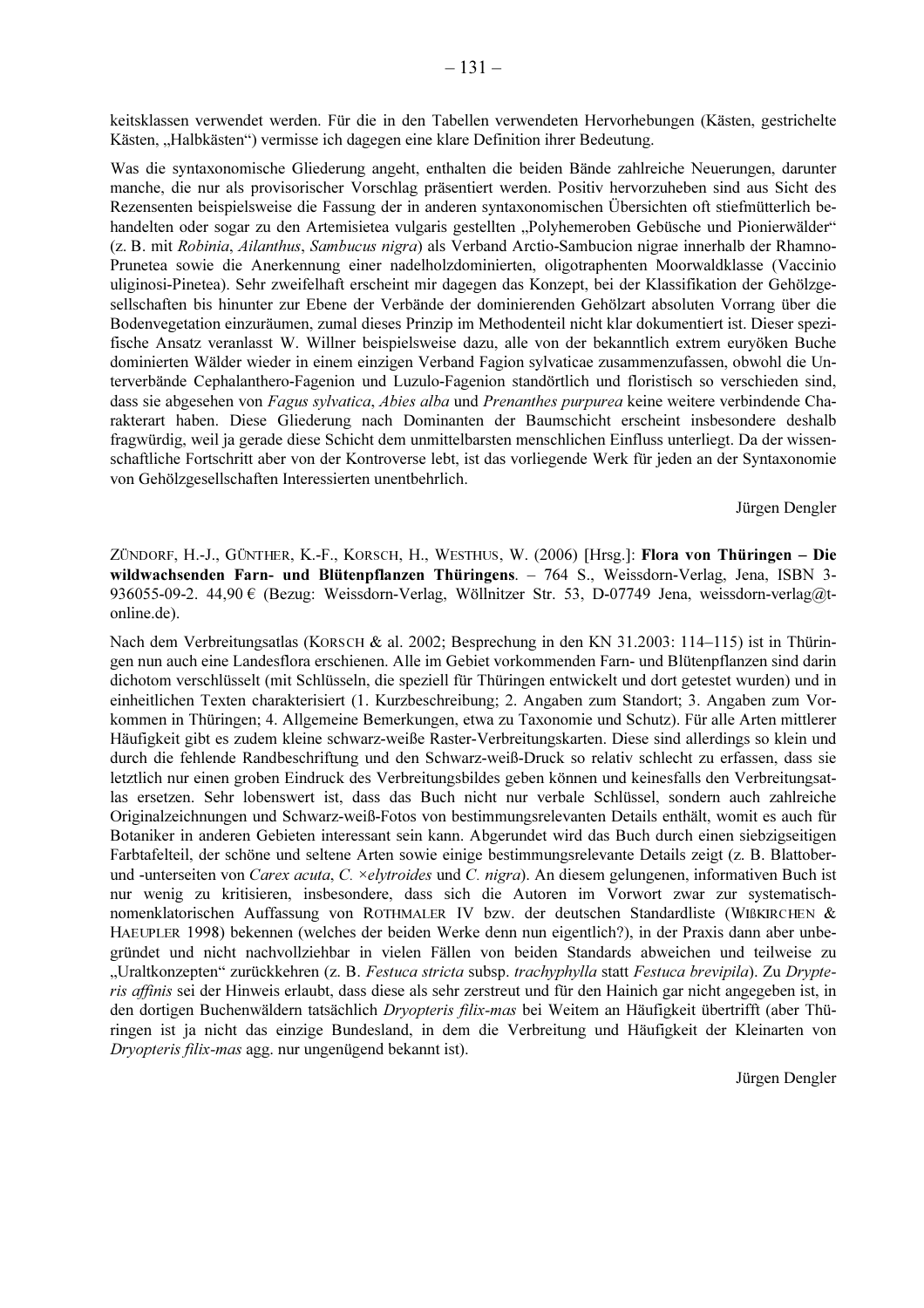keitsklassen verwendet werden. Für die in den Tabellen verwendeten Hervorhebungen (Kästen, gestrichelte Kästen, „Halbkästen") vermisse ich dagegen eine klare Definition ihrer Bedeutung.

Was die syntaxonomische Gliederung angeht, enthalten die beiden Bände zahlreiche Neuerungen, darunter manche, die nur als provisorischer Vorschlag präsentiert werden. Positiv hervorzuheben sind aus Sicht des Rezensenten beispielsweise die Fassung der in anderen syntaxonomischen Übersichten oft stiefmütterlich behandelten oder sogar zu den Artemisietea vulgaris gestellten „Polyhemeroben Gebüsche und Pionierwälder" (z. B. mit *Robinia*, *Ailanthus*, *Sambucus nigra*) als Verband Arctio-Sambucion nigrae innerhalb der Rhamno-Prunetea sowie die Anerkennung einer nadelholzdominierten, oligotraphenten Moorwaldklasse (Vaccinio uliginosi-Pinetea). Sehr zweifelhaft erscheint mir dagegen das Konzept, bei der Klassifikation der Gehölzgesellschaften bis hinunter zur Ebene der Verbände der dominierenden Gehölzart absoluten Vorrang über die Bodenvegetation einzuräumen, zumal dieses Prinzip im Methodenteil nicht klar dokumentiert ist. Dieser spezifische Ansatz veranlasst W. Willner beispielsweise dazu, alle von der bekanntlich extrem euryöken Buche dominierten Wälder wieder in einem einzigen Verband Fagion sylvaticae zusammenzufassen, obwohl die Unterverbände Cephalanthero-Fagenion und Luzulo-Fagenion standörtlich und floristisch so verschieden sind, dass sie abgesehen von *Fagus sylvatica*, *Abies alba* und *Prenanthes purpurea* keine weitere verbindende Charakterart haben. Diese Gliederung nach Dominanten der Baumschicht erscheint insbesondere deshalb fragwürdig, weil ja gerade diese Schicht dem unmittelbarsten menschlichen Einfluss unterliegt. Da der wissenschaftliche Fortschritt aber von der Kontroverse lebt, ist das vorliegende Werk für jeden an der Syntaxonomie von Gehölzgesellschaften Interessierten unentbehrlich.

Jürgen Dengler

ZÜNDORF, H.-J., GÜNTHER, K.-F., KORSCH, H., WESTHUS, W. (2006) [Hrsg.]: **Flora von Thüringen – Die wildwachsenden Farn- und Blütenpflanzen Thüringens**. – 764 S., Weissdorn-Verlag, Jena, ISBN 3-936055-09-2. 44,90 € (Bezug: Weissdorn-Verlag, Wöllnitzer Str. 53, D-07749 Jena, weissdorn-verlag@t-online.de).

Nach dem Verbreitungsatlas (KORSCH & al. 2002; Besprechung in den KN 31.2003: 114–115) ist in Thüringen nun auch eine Landesflora erschienen. Alle im Gebiet vorkommenden Farn- und Blütenpflanzen sind darin dichotom verschlüsselt (mit Schlüsseln, die speziell für Thüringen entwickelt und dort getestet wurden) und in einheitlichen Texten charakterisiert (1. Kurzbeschreibung; 2. Angaben zum Standort; 3. Angaben zum Vorkommen in Thüringen; 4. Allgemeine Bemerkungen, etwa zu Taxonomie und Schutz). Für alle Arten mittlerer Häufigkeit gibt es zudem kleine schwarz-weiße Raster-Verbreitungskarten. Diese sind allerdings so klein und durch die fehlende Randbeschriftung und den Schwarz-weiß-Druck so relativ schlecht zu erfassen, dass sie letztlich nur einen groben Eindruck des Verbreitungsbildes geben können und keinesfalls den Verbreitungsatlas ersetzen. Sehr lobenswert ist, dass das Buch nicht nur verbale Schlüssel, sondern auch zahlreiche Originalzeichnungen und Schwarz-weiß-Fotos von bestimmungsrelevanten Details enthält, womit es auch für Botaniker in anderen Gebieten interessant sein kann. Abgerundet wird das Buch durch einen siebzigseitigen Farbtafelteil, der schöne und seltene Arten sowie einige bestimmungsrelevante Details zeigt (z. B. Blattober- und -unterseiten von *Carex acuta*, *C. ×elytroides* und *C. nigra*). An diesem gelungenen, informativen Buch ist nur wenig zu kritisieren, insbesondere, dass sich die Autoren im Vorwort zwar zur systematisch-nomenklatorischen Auffassung von ROTHMALER IV bzw. der deutschen Standardliste (WIßKIRCHEN & HAEUPLER 1998) bekennen (welches der beiden Werke denn nun eigentlich?), in der Praxis dann aber unbegründet und nicht nachvollziehbar in vielen Fällen von beiden Standards abweichen und teilweise zu „Uraltkonzepten" zurückkehren (z. B. *Festuca stricta* subsp. *trachyphylla* statt *Festuca brevipila*). Zu *Dryopteris affinis* sei der Hinweis erlaubt, dass diese als sehr zerstreut und für den Hainich gar nicht angegeben ist, in den dortigen Buchenwäldern tatsächlich *Dryopteris filix-mas* bei Weitem an Häufigkeit übertrifft (aber Thüringen ist ja nicht das einzige Bundesland, in dem die Verbreitung und Häufigkeit der Kleinarten von *Dryopteris filix-mas* agg. nur ungenügend bekannt ist).

Jürgen Dengler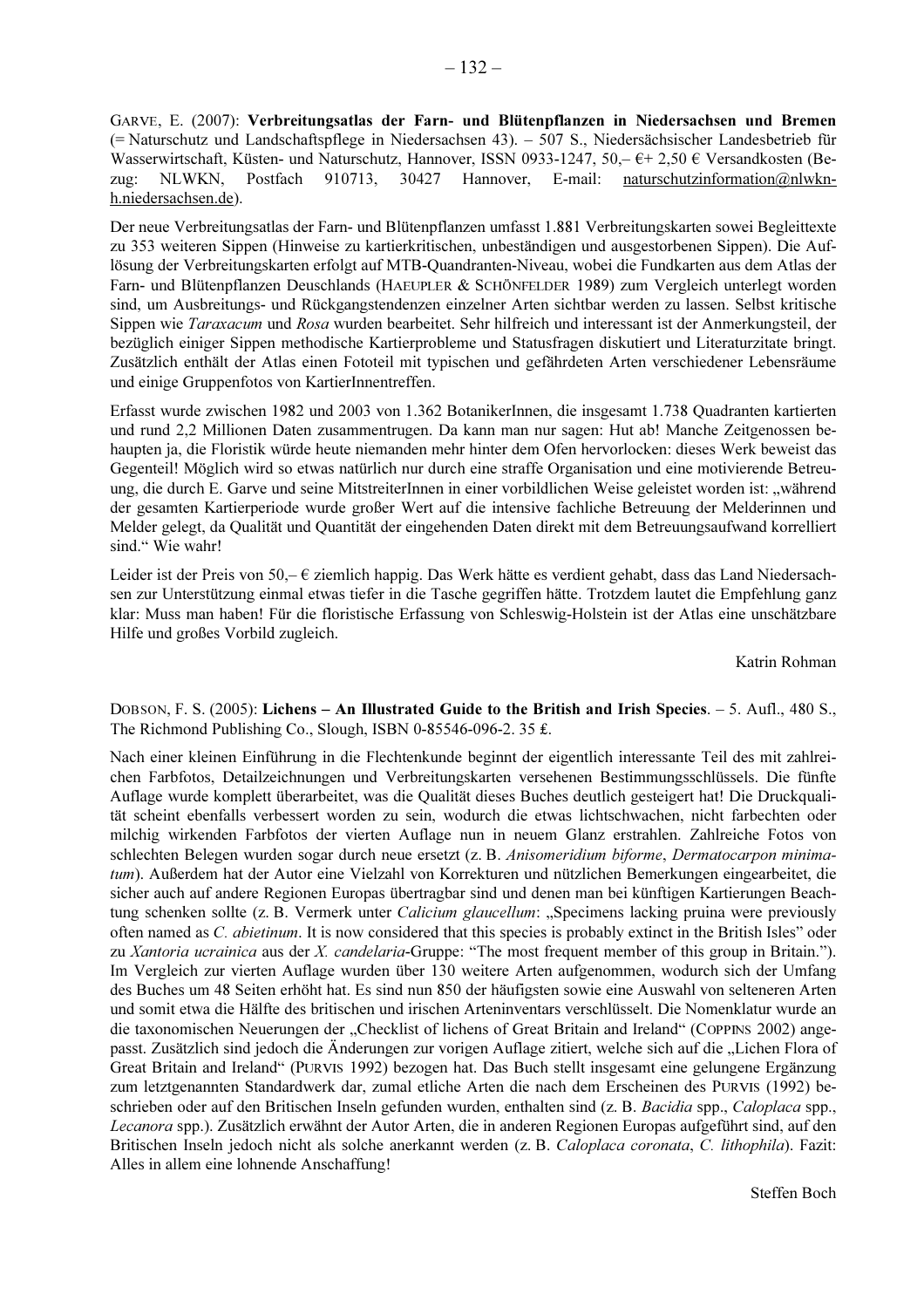GARVE, E. (2007): **Verbreitungsatlas der Farn- und Blütenpflanzen in Niedersachsen und Bremen** (= Naturschutz und Landschaftspflege in Niedersachsen 43). – 507 S., Niedersächsischer Landesbetrieb für Wasserwirtschaft, Küsten- und Naturschutz, Hannover, ISSN 0933-1247, 50,– €+ 2,50 € Versandkosten (Bezug: NLWKN, Postfach 910713, 30427 Hannover, E-mail: naturschutzinformation@nlwkn-h.niedersachsen.de).

Der neue Verbreitungsatlas der Farn- und Blütenpflanzen umfasst 1.881 Verbreitungskarten sowei Begleittexte zu 353 weiteren Sippen (Hinweise zu kartierkritischen, unbeständigen und ausgestorbenen Sippen). Die Auflösung der Verbreitungskarten erfolgt auf MTB-Quadranten-Niveau, wobei die Fundkarten aus dem Atlas der Farn- und Blütenpflanzen Deuschlands (HAEUPLER & SCHÖNFELDER 1989) zum Vergleich unterlegt worden sind, um Ausbreitungs- und Rückgangstendenzen einzelner Arten sichtbar werden zu lassen. Selbst kritische Sippen wie *Taraxacum* und *Rosa* wurden bearbeitet. Sehr hilfreich und interessant ist der Anmerkungsteil, der bezüglich einiger Sippen methodische Kartierprobleme und Statusfragen diskutiert und Literaturzitate bringt. Zusätzlich enthält der Atlas einen Fototeil mit typischen und gefährdeten Arten verschiedener Lebensräume und einige Gruppenfotos von KartierInnentreffen.

Erfasst wurde zwischen 1982 und 2003 von 1.362 BotanikerInnen, die insgesamt 1.738 Quadranten kartierten und rund 2,2 Millionen Daten zusammentrugen. Da kann man nur sagen: Hut ab! Manche Zeitgenossen behaupten ja, die Floristik würde heute niemanden mehr hinter dem Ofen hervorlocken: dieses Werk beweist das Gegenteil! Möglich wird so etwas natürlich nur durch eine straffe Organisation und eine motivierende Betreuung, die durch E. Garve und seine MitstreiterInnen in einer vorbildlichen Weise geleistet worden ist: „während der gesamten Kartierperiode wurde großer Wert auf die intensive fachliche Betreuung der Melderinnen und Melder gelegt, da Qualität und Quantität der eingehenden Daten direkt mit dem Betreuungsaufwand korrelliert sind." Wie wahr!

Leider ist der Preis von 50,– € ziemlich happig. Das Werk hätte es verdient gehabt, dass das Land Niedersachsen zur Unterstützung einmal etwas tiefer in die Tasche gegriffen hätte. Trotzdem lautet die Empfehlung ganz klar: Muss man haben! Für die floristische Erfassung von Schleswig-Holstein ist der Atlas eine unschätzbare Hilfe und großes Vorbild zugleich.

Katrin Rohman

DOBSON, F. S. (2005): **Lichens – An Illustrated Guide to the British and Irish Species**. – 5. Aufl., 480 S., The Richmond Publishing Co., Slough, ISBN 0-85546-096-2. 35 ₤.

Nach einer kleinen Einführung in die Flechtenkunde beginnt der eigentlich interessante Teil des mit zahlreichen Farbfotos, Detailzeichnungen und Verbreitungskarten versehenen Bestimmungsschlüssels. Die fünfte Auflage wurde komplett überarbeitet, was die Qualität dieses Buches deutlich gesteigert hat! Die Druckqualität scheint ebenfalls verbessert worden zu sein, wodurch die etwas lichtschwachen, nicht farbechten oder milchig wirkenden Farbfotos der vierten Auflage nun in neuem Glanz erstrahlen. Zahlreiche Fotos von schlechten Belegen wurden sogar durch neue ersetzt (z. B. *Anisomeridium biforme*, *Dermatocarpon minimatum*). Außerdem hat der Autor eine Vielzahl von Korrekturen und nützlichen Bemerkungen eingearbeitet, die sicher auch auf andere Regionen Europas übertragbar sind und denen man bei künftigen Kartierungen Beachtung schenken sollte (z. B. Vermerk unter *Calicium glaucellum*: „Specimens lacking pruina were previously often named as *C. abietinum*. It is now considered that this species is probably extinct in the British Isles" oder zu *Xantoria ucrainica* aus der *X. candelaria*-Gruppe: "The most frequent member of this group in Britain."). Im Vergleich zur vierten Auflage wurden über 130 weitere Arten aufgenommen, wodurch sich der Umfang des Buches um 48 Seiten erhöht hat. Es sind nun 850 der häufigsten sowie eine Auswahl von selteneren Arten und somit etwa die Hälfte des britischen und irischen Arteninventars verschlüsselt. Die Nomenklatur wurde an die taxonomischen Neuerungen der „Checklist of lichens of Great Britain and Ireland" (COPPINS 2002) angepasst. Zusätzlich sind jedoch die Änderungen zur vorigen Auflage zitiert, welche sich auf die „Lichen Flora of Great Britain and Ireland" (PURVIS 1992) bezogen hat. Das Buch stellt insgesamt eine gelungene Ergänzung zum letztgenannten Standardwerk dar, zumal etliche Arten die nach dem Erscheinen des PURVIS (1992) beschrieben oder auf den Britischen Inseln gefunden wurden, enthalten sind (z. B. *Bacidia* spp., *Caloplaca* spp., *Lecanora* spp.). Zusätzlich erwähnt der Autor Arten, die in anderen Regionen Europas aufgeführt sind, auf den Britischen Inseln jedoch nicht als solche anerkannt werden (z. B. *Caloplaca coronata*, *C. lithophila*). Fazit: Alles in allem eine lohnende Anschaffung!

Steffen Boch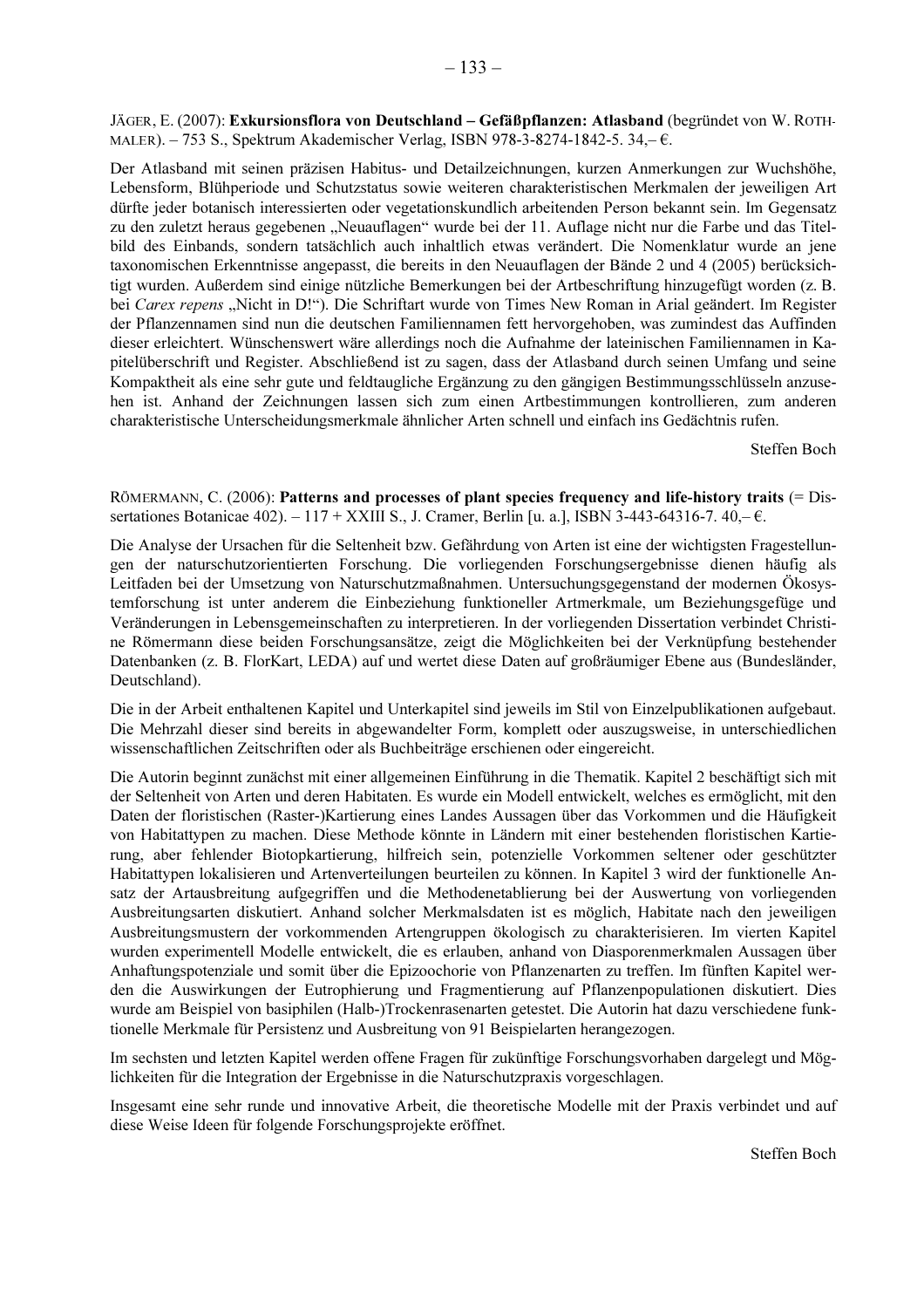JÄGER, E. (2007): **Exkursionsflora von Deutschland – Gefäßpflanzen: Atlasband** (begründet von W. ROTHMALER). – 753 S., Spektrum Akademischer Verlag, ISBN 978-3-8274-1842-5. 34,– €.

Der Atlasband mit seinen präzisen Habitus- und Detailzeichnungen, kurzen Anmerkungen zur Wuchshöhe, Lebensform, Blühperiode und Schutzstatus sowie weiteren charakteristischen Merkmalen der jeweiligen Art dürfte jeder botanisch interessierten oder vegetationskundlich arbeitenden Person bekannt sein. Im Gegensatz zu den zuletzt heraus gegebenen „Neuauflagen" wurde bei der 11. Auflage nicht nur die Farbe und das Titelbild des Einbands, sondern tatsächlich auch inhaltlich etwas verändert. Die Nomenklatur wurde an jene taxonomischen Erkenntnisse angepasst, die bereits in den Neuauflagen der Bände 2 und 4 (2005) berücksichtigt wurden. Außerdem sind einige nützliche Bemerkungen bei der Artbeschriftung hinzugefügt worden (z. B. bei *Carex repens* „Nicht in D!"). Die Schriftart wurde von Times New Roman in Arial geändert. Im Register der Pflanzennamen sind nun die deutschen Familiennamen fett hervorgehoben, was zumindest das Auffinden dieser erleichtert. Wünschenswert wäre allerdings noch die Aufnahme der lateinischen Familiennamen in Kapitelüberschrift und Register. Abschließend ist zu sagen, dass der Atlasband durch seinen Umfang und seine Kompaktheit als eine sehr gute und feldtaugliche Ergänzung zu den gängigen Bestimmungsschlüsseln anzusehen ist. Anhand der Zeichnungen lassen sich zum einen Artbestimmungen kontrollieren, zum anderen charakteristische Unterscheidungsmerkmale ähnlicher Arten schnell und einfach ins Gedächtnis rufen.

Steffen Boch

RÖMERMANN, C. (2006): **Patterns and processes of plant species frequency and life-history traits** (= Dissertationes Botanicae 402). – 117 + XXIII S., J. Cramer, Berlin [u. a.], ISBN 3-443-64316-7. 40,– €.

Die Analyse der Ursachen für die Seltenheit bzw. Gefährdung von Arten ist eine der wichtigsten Fragestellungen der naturschutzorientierten Forschung. Die vorliegenden Forschungsergebnisse dienen häufig als Leitfaden bei der Umsetzung von Naturschutzmaßnahmen. Untersuchungsgegenstand der modernen Ökosystemforschung ist unter anderem die Einbeziehung funktioneller Artmerkmale, um Beziehungsgefüge und Veränderungen in Lebensgemeinschaften zu interpretieren. In der vorliegenden Dissertation verbindet Christine Römermann diese beiden Forschungsansätze, zeigt die Möglichkeiten bei der Verknüpfung bestehender Datenbanken (z. B. FlorKart, LEDA) auf und wertet diese Daten auf großräumiger Ebene aus (Bundesländer, Deutschland).

Die in der Arbeit enthaltenen Kapitel und Unterkapitel sind jeweils im Stil von Einzelpublikationen aufgebaut. Die Mehrzahl dieser sind bereits in abgewandelter Form, komplett oder auszugsweise, in unterschiedlichen wissenschaftlichen Zeitschriften oder als Buchbeiträge erschienen oder eingereicht.

Die Autorin beginnt zunächst mit einer allgemeinen Einführung in die Thematik. Kapitel 2 beschäftigt sich mit der Seltenheit von Arten und deren Habitaten. Es wurde ein Modell entwickelt, welches es ermöglicht, mit den Daten der floristischen (Raster-)Kartierung eines Landes Aussagen über das Vorkommen und die Häufigkeit von Habitattypen zu machen. Diese Methode könnte in Ländern mit einer bestehenden floristischen Kartierung, aber fehlender Biotopkartierung, hilfreich sein, potenzielle Vorkommen seltener oder geschützter Habitattypen lokalisieren und Artenverteilungen beurteilen zu können. In Kapitel 3 wird der funktionelle Ansatz der Artausbreitung aufgegriffen und die Methodenetablierung bei der Auswertung von vorliegenden Ausbreitungsarten diskutiert. Anhand solcher Merkmalsdaten ist es möglich, Habitate nach den jeweiligen Ausbreitungsmustern der vorkommenden Artengruppen ökologisch zu charakterisieren. Im vierten Kapitel wurden experimentell Modelle entwickelt, die es erlauben, anhand von Diasporenmerkmalen Aussagen über Anhaftungspotenziale und somit über die Epizoochorie von Pflanzenarten zu treffen. Im fünften Kapitel werden die Auswirkungen der Eutrophierung und Fragmentierung auf Pflanzenpopulationen diskutiert. Dies wurde am Beispiel von basiphilen (Halb-)Trockenrasenarten getestet. Die Autorin hat dazu verschiedene funktionelle Merkmale für Persistenz und Ausbreitung von 91 Beispielarten herangezogen.

Im sechsten und letzten Kapitel werden offene Fragen für zukünftige Forschungsvorhaben dargelegt und Möglichkeiten für die Integration der Ergebnisse in die Naturschutzpraxis vorgeschlagen.

Insgesamt eine sehr runde und innovative Arbeit, die theoretische Modelle mit der Praxis verbindet und auf diese Weise Ideen für folgende Forschungsprojekte eröffnet.

Steffen Boch